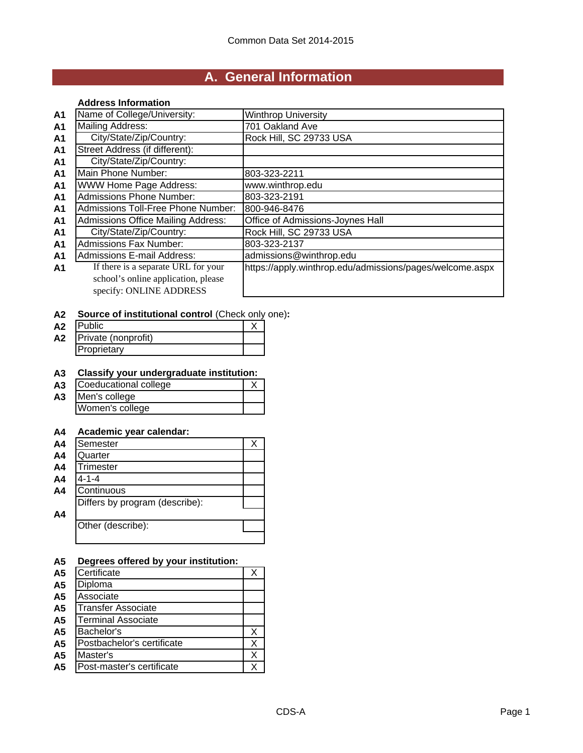# A. General Information

### Address Information

| | | |
|---|---|---|
| A1 | Name of College/University: | Winthrop University |
| A1 | Mailing Address: | 701 Oakland Ave |
| A1 | City/State/Zip/Country: | Rock Hill, SC 29733 USA |
| A1 | Street Address (if different): | |
| A1 | City/State/Zip/Country: | |
| A1 | Main Phone Number: | 803-323-2211 |
| A1 | WWW Home Page Address: | www.winthrop.edu |
| A1 | Admissions Phone Number: | 803-323-2191 |
| A1 | Admissions Toll-Free Phone Number: | 800-946-8476 |
| A1 | Admissions Office Mailing Address: | Office of Admissions-Joynes Hall |
| A1 | City/State/Zip/Country: | Rock Hill, SC 29733 USA |
| A1 | Admissions Fax Number: | 803-323-2137 |
| A1 | Admissions E-mail Address: | admissions@winthrop.edu |
| A1 | If there is a separate URL for your school's online application, please specify: ONLINE ADDRESS | https://apply.winthrop.edu/admissions/pages/welcome.aspx |

**A2 Source of institutional control** (Check only one)**:**

| | | |
|---|---|---|
| A2 | Public | X |
| A2 | Private (nonprofit) | |
| | Proprietary | |

**A3 Classify your undergraduate institution:**

| | | |
|---|---|---|
| A3 | Coeducational college | X |
| A3 | Men's college | |
| | Women's college | |

**A4 Academic year calendar:**

| | | |
|---|---|---|
| A4 | Semester | X |
| A4 | Quarter | |
| A4 | Trimester | |
| A4 | 4-1-4 | |
| A4 | Continuous | |
| A4 | Differs by program (describe): | |
| | Other (describe): | |

**A5 Degrees offered by your institution:**

| | | |
|---|---|---|
| A5 | Certificate | X |
| A5 | Diploma | |
| A5 | Associate | |
| A5 | Transfer Associate | |
| A5 | Terminal Associate | |
| A5 | Bachelor's | X |
| A5 | Postbachelor's certificate | X |
| A5 | Master's | X |
| A5 | Post-master's certificate | X |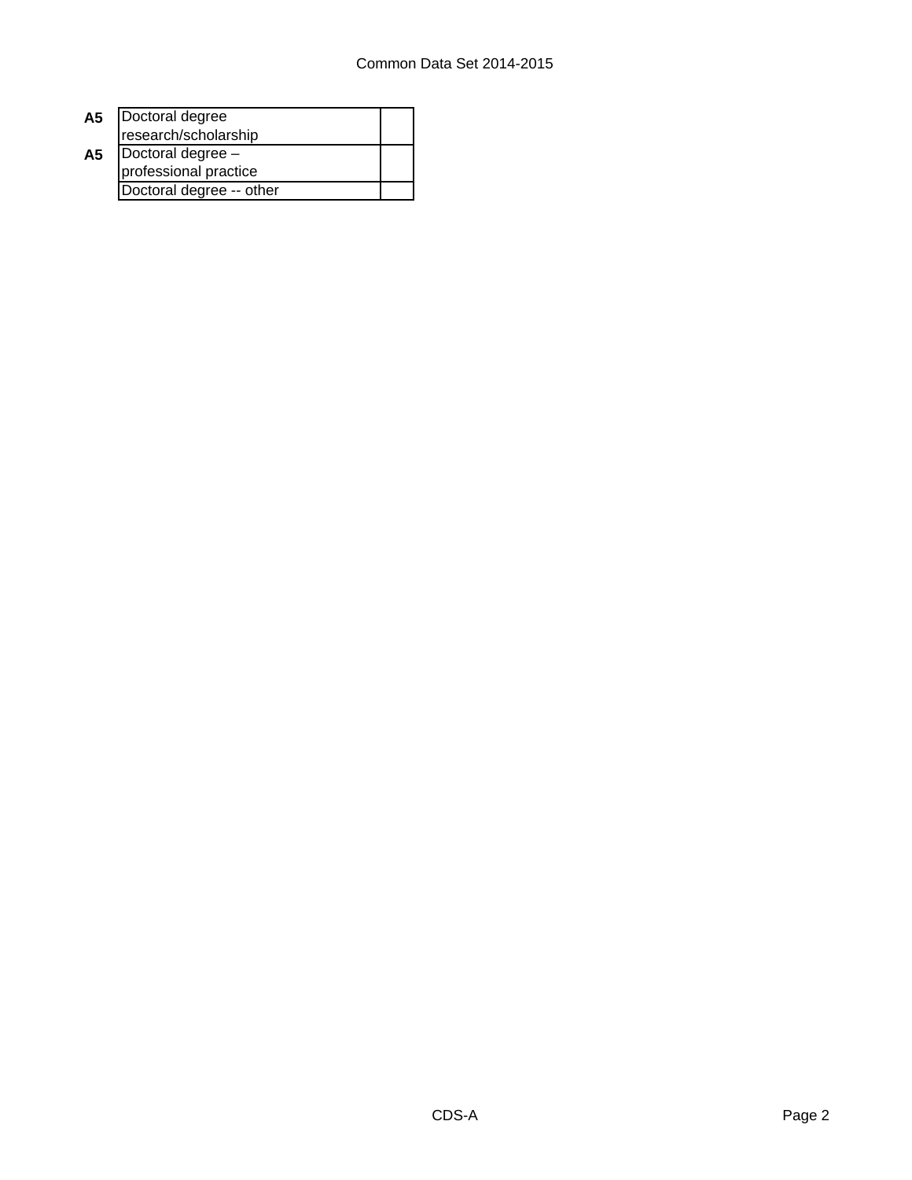| | | |
|---|---|---|
| A5 | Doctoral degree research/scholarship | |
| A5 | Doctoral degree – professional practice | |
| | Doctoral degree -- other | |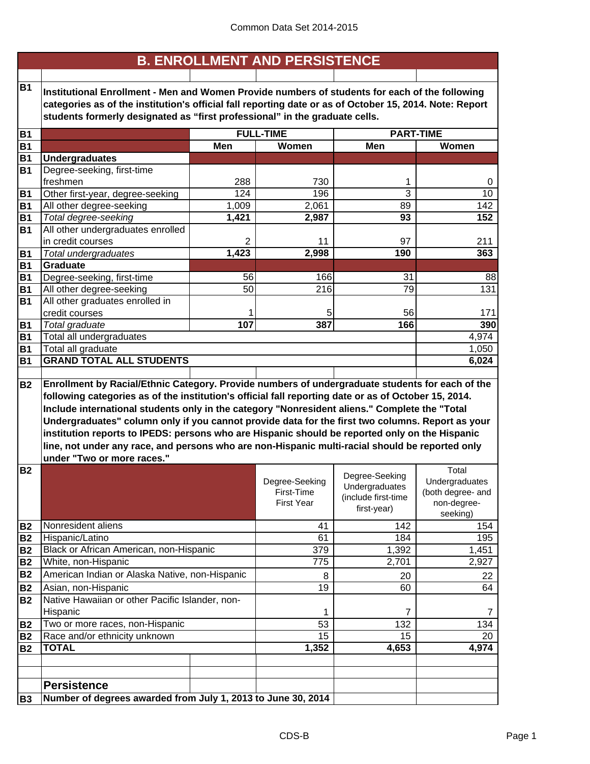## B. ENROLLMENT AND PERSISTENCE

**B1** **Institutional Enrollment - Men and Women Provide numbers of students for each of the following categories as of the institution's official fall reporting date or as of October 15, 2014. Note: Report students formerly designated as "first professional" in the graduate cells.**

| | | FULL-TIME | | PART-TIME | |
|---|---|---|---|---|---|
| | | **Men** | **Women** | **Men** | **Women** |
| B1 | **Undergraduates** | | | | |
| B1 | Degree-seeking, first-time freshmen | 288 | 730 | 1 | 0 |
| B1 | Other first-year, degree-seeking | 124 | 196 | 3 | 10 |
| B1 | All other degree-seeking | 1,009 | 2,061 | 89 | 142 |
| B1 | *Total degree-seeking* | **1,421** | **2,987** | **93** | **152** |
| B1 | All other undergraduates enrolled in credit courses | 2 | 11 | 97 | 211 |
| B1 | *Total undergraduates* | **1,423** | **2,998** | **190** | **363** |
| B1 | **Graduate** | | | | |
| B1 | Degree-seeking, first-time | 56 | 166 | 31 | 88 |
| B1 | All other degree-seeking | 50 | 216 | 79 | 131 |
| B1 | All other graduates enrolled in credit courses | 1 | 5 | 56 | 171 |
| B1 | *Total graduate* | **107** | **387** | **166** | **390** |
| B1 | Total all undergraduates | | | | 4,974 |
| B1 | Total all graduate | | | | 1,050 |
| B1 | **GRAND TOTAL ALL STUDENTS** | | | | **6,024** |

**B2** **Enrollment by Racial/Ethnic Category. Provide numbers of undergraduate students for each of the following categories as of the institution's official fall reporting date or as of October 15, 2014. Include international students only in the category "Nonresident aliens." Complete the "Total Undergraduates" column only if you cannot provide data for the first two columns. Report as your institution reports to IPEDS: persons who are Hispanic should be reported only on the Hispanic line, not under any race, and persons who are non-Hispanic multi-racial should be reported only under "Two or more races."**

| | | Degree-Seeking First-Time First Year | Degree-Seeking Undergraduates (include first-time first-year) | Total Undergraduates (both degree- and non-degree-seeking) |
|---|---|---|---|---|
| B2 | Nonresident aliens | 41 | 142 | 154 |
| B2 | Hispanic/Latino | 61 | 184 | 195 |
| B2 | Black or African American, non-Hispanic | 379 | 1,392 | 1,451 |
| B2 | White, non-Hispanic | 775 | 2,701 | 2,927 |
| B2 | American Indian or Alaska Native, non-Hispanic | 8 | 20 | 22 |
| B2 | Asian, non-Hispanic | 19 | 60 | 64 |
| B2 | Native Hawaiian or other Pacific Islander, non-Hispanic | 1 | 7 | 7 |
| B2 | Two or more races, non-Hispanic | 53 | 132 | 134 |
| B2 | Race and/or ethnicity unknown | 15 | 15 | 20 |
| B2 | **TOTAL** | **1,352** | **4,653** | **4,974** |

### Persistence

**B3** **Number of degrees awarded from July 1, 2013 to June 30, 2014**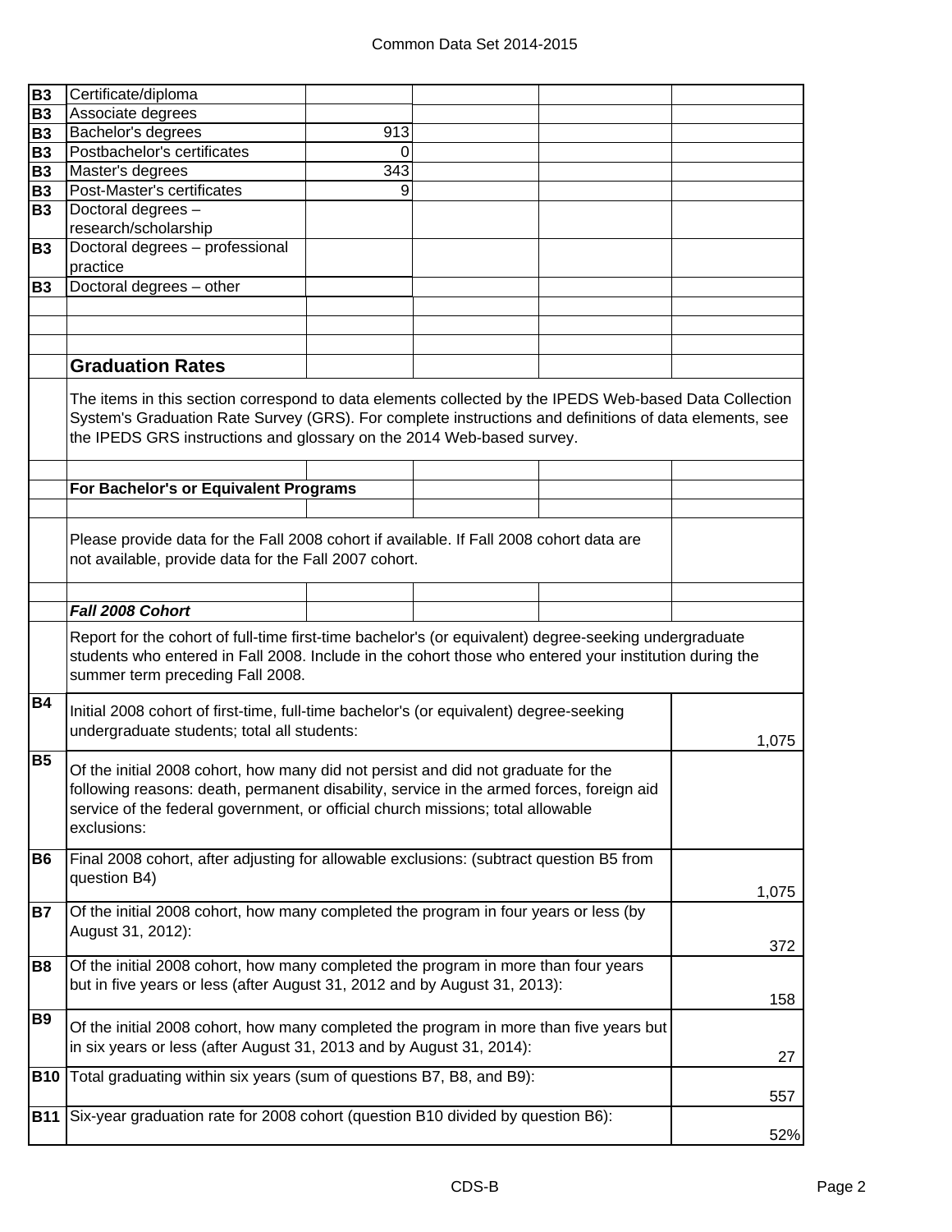| | | | | | |
|---|---|---|---|---|---|
| B3 | Certificate/diploma | | | | |
| B3 | Associate degrees | | | | |
| B3 | Bachelor's degrees | 913 | | | |
| B3 | Postbachelor's certificates | 0 | | | |
| B3 | Master's degrees | 343 | | | |
| B3 | Post-Master's certificates | 9 | | | |
| B3 | Doctoral degrees – research/scholarship | | | | |
| B3 | Doctoral degrees – professional practice | | | | |
| B3 | Doctoral degrees – other | | | | |

## Graduation Rates

The items in this section correspond to data elements collected by the IPEDS Web-based Data Collection System's Graduation Rate Survey (GRS). For complete instructions and definitions of data elements, see the IPEDS GRS instructions and glossary on the 2014 Web-based survey.

**For Bachelor's or Equivalent Programs**

Please provide data for the Fall 2008 cohort if available. If Fall 2008 cohort data are not available, provide data for the Fall 2007 cohort.

***Fall 2008 Cohort***

Report for the cohort of full-time first-time bachelor's (or equivalent) degree-seeking undergraduate students who entered in Fall 2008. Include in the cohort those who entered your institution during the summer term preceding Fall 2008.

| | | |
|---|---|---|
| B4 | Initial 2008 cohort of first-time, full-time bachelor's (or equivalent) degree-seeking undergraduate students; total all students: | 1,075 |
| B5 | Of the initial 2008 cohort, how many did not persist and did not graduate for the following reasons: death, permanent disability, service in the armed forces, foreign aid service of the federal government, or official church missions; total allowable exclusions: | |
| B6 | Final 2008 cohort, after adjusting for allowable exclusions: (subtract question B5 from question B4) | 1,075 |
| B7 | Of the initial 2008 cohort, how many completed the program in four years or less (by August 31, 2012): | 372 |
| B8 | Of the initial 2008 cohort, how many completed the program in more than four years but in five years or less (after August 31, 2012 and by August 31, 2013): | 158 |
| B9 | Of the initial 2008 cohort, how many completed the program in more than five years but in six years or less (after August 31, 2013 and by August 31, 2014): | 27 |
| B10 | Total graduating within six years (sum of questions B7, B8, and B9): | 557 |
| B11 | Six-year graduation rate for 2008 cohort (question B10 divided by question B6): | 52% |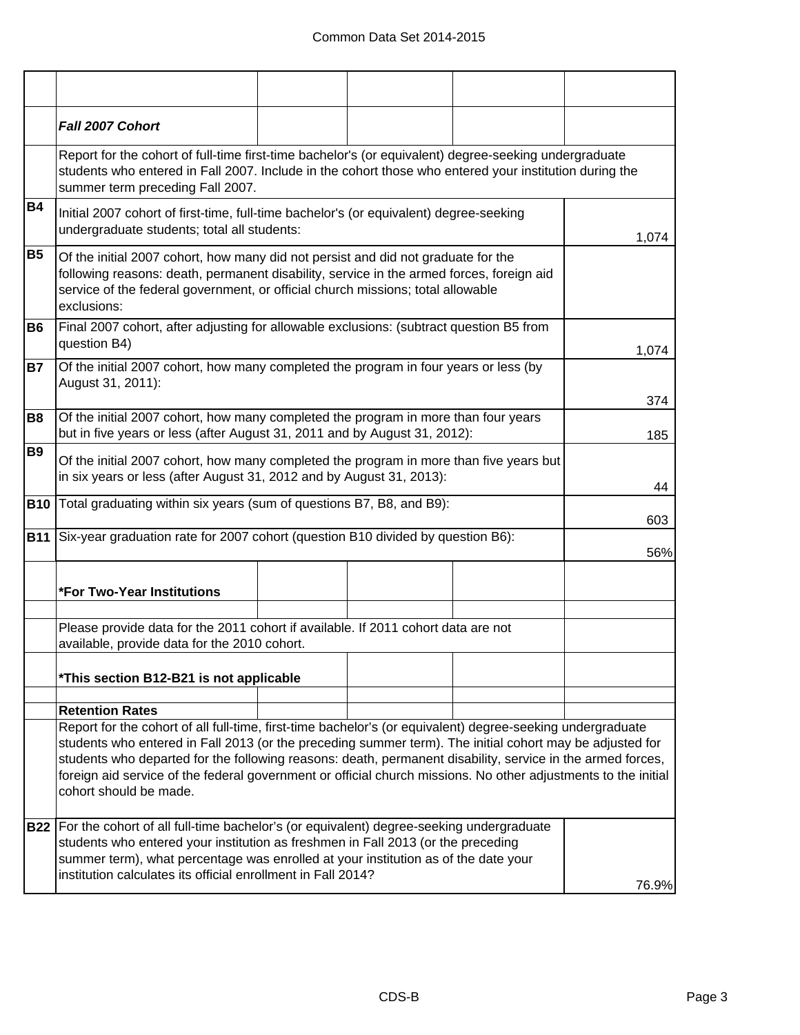| | | |
|---|---|---|
| | ***Fall 2007 Cohort*** | |
| | Report for the cohort of full-time first-time bachelor's (or equivalent) degree-seeking undergraduate students who entered in Fall 2007. Include in the cohort those who entered your institution during the summer term preceding Fall 2007. | |
| **B4** | Initial 2007 cohort of first-time, full-time bachelor's (or equivalent) degree-seeking undergraduate students; total all students: | 1,074 |
| **B5** | Of the initial 2007 cohort, how many did not persist and did not graduate for the following reasons: death, permanent disability, service in the armed forces, foreign aid service of the federal government, or official church missions; total allowable exclusions: | |
| **B6** | Final 2007 cohort, after adjusting for allowable exclusions: (subtract question B5 from question B4) | 1,074 |
| **B7** | Of the initial 2007 cohort, how many completed the program in four years or less (by August 31, 2011): | 374 |
| **B8** | Of the initial 2007 cohort, how many completed the program in more than four years but in five years or less (after August 31, 2011 and by August 31, 2012): | 185 |
| **B9** | Of the initial 2007 cohort, how many completed the program in more than five years but in six years or less (after August 31, 2012 and by August 31, 2013): | 44 |
| **B10** | Total graduating within six years (sum of questions B7, B8, and B9): | 603 |
| **B11** | Six-year graduation rate for 2007 cohort (question B10 divided by question B6): | 56% |

**\*For Two-Year Institutions**

Please provide data for the 2011 cohort if available. If 2011 cohort data are not available, provide data for the 2010 cohort.

**\*This section B12-B21 is not applicable**

**Retention Rates**

Report for the cohort of all full-time, first-time bachelor's (or equivalent) degree-seeking undergraduate students who entered in Fall 2013 (or the preceding summer term). The initial cohort may be adjusted for students who departed for the following reasons: death, permanent disability, service in the armed forces, foreign aid service of the federal government or official church missions. No other adjustments to the initial cohort should be made.

| | | |
|---|---|---|
| **B22** | For the cohort of all full-time bachelor's (or equivalent) degree-seeking undergraduate students who entered your institution as freshmen in Fall 2013 (or the preceding summer term), what percentage was enrolled at your institution as of the date your institution calculates its official enrollment in Fall 2014? | 76.9% |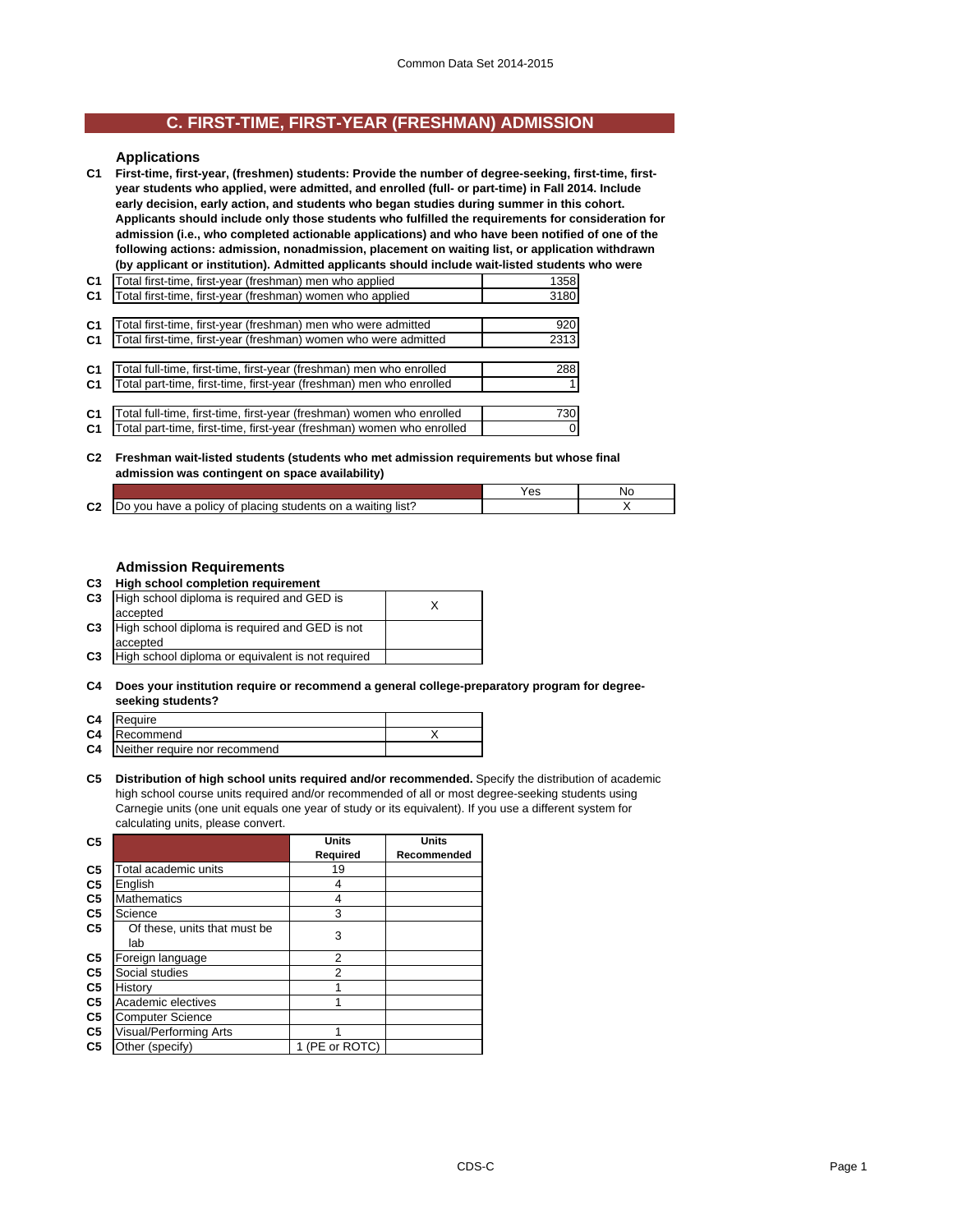## C. FIRST-TIME, FIRST-YEAR (FRESHMAN) ADMISSION

### Applications

**C1** **First-time, first-year, (freshmen) students: Provide the number of degree-seeking, first-time, first-year students who applied, were admitted, and enrolled (full- or part-time) in Fall 2014. Include early decision, early action, and students who began studies during summer in this cohort. Applicants should include only those students who fulfilled the requirements for consideration for admission (i.e., who completed actionable applications) and who have been notified of one of the following actions: admission, nonadmission, placement on waiting list, or application withdrawn (by applicant or institution). Admitted applicants should include wait-listed students who were**

| | | |
|---|---|---|
| C1 | Total first-time, first-year (freshman) men who applied | 1358 |
| C1 | Total first-time, first-year (freshman) women who applied | 3180 |
| C1 | Total first-time, first-year (freshman) men who were admitted | 920 |
| C1 | Total first-time, first-year (freshman) women who were admitted | 2313 |
| C1 | Total full-time, first-time, first-year (freshman) men who enrolled | 288 |
| C1 | Total part-time, first-time, first-year (freshman) men who enrolled | 1 |
| C1 | Total full-time, first-time, first-year (freshman) women who enrolled | 730 |
| C1 | Total part-time, first-time, first-year (freshman) women who enrolled | 0 |

**C2** **Freshman wait-listed students (students who met admission requirements but whose final admission was contingent on space availability)**

| | | Yes | No |
|---|---|---|---|
| C2 | Do you have a policy of placing students on a waiting list? | | X |

### Admission Requirements

**C3** **High school completion requirement**

| | | |
|---|---|---|
| C3 | High school diploma is required and GED is accepted | X |
| C3 | High school diploma is required and GED is not accepted | |
| C3 | High school diploma or equivalent is not required | |

**C4** **Does your institution require or recommend a general college-preparatory program for degree-seeking students?**

| | | |
|---|---|---|
| C4 | Require | |
| C4 | Recommend | X |
| C4 | Neither require nor recommend | |

**C5** **Distribution of high school units required and/or recommended.** Specify the distribution of academic high school course units required and/or recommended of all or most degree-seeking students using Carnegie units (one unit equals one year of study or its equivalent). If you use a different system for calculating units, please convert.

| C5 | | Units Required | Units Recommended |
|---|---|---|---|
| C5 | Total academic units | 19 | |
| C5 | English | 4 | |
| C5 | Mathematics | 4 | |
| C5 | Science | 3 | |
| C5 | Of these, units that must be lab | 3 | |
| C5 | Foreign language | 2 | |
| C5 | Social studies | 2 | |
| C5 | History | 1 | |
| C5 | Academic electives | 1 | |
| C5 | Computer Science | | |
| C5 | Visual/Performing Arts | 1 | |
| C5 | Other (specify) | 1 (PE or ROTC) | |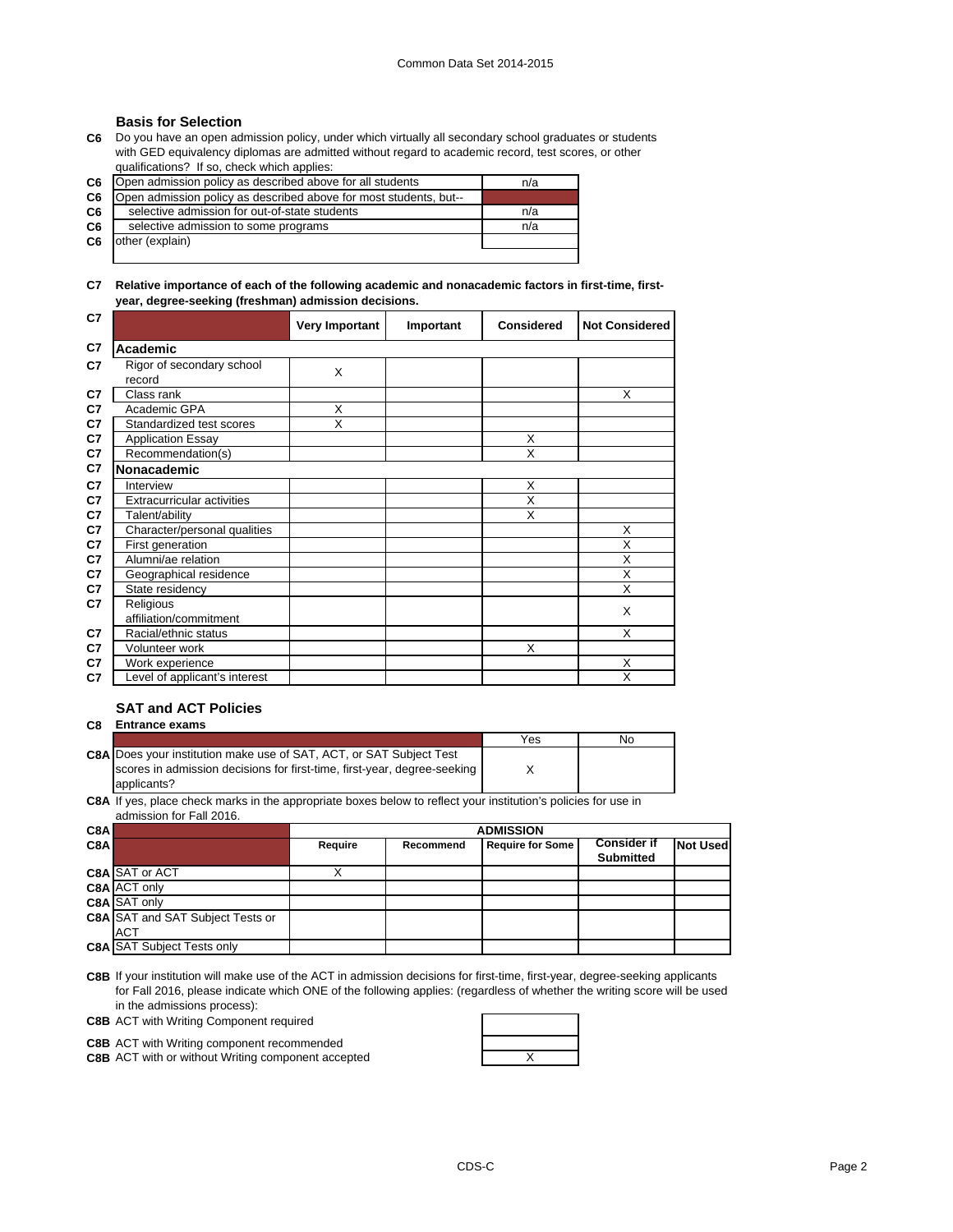### Basis for Selection

**C6** Do you have an open admission policy, under which virtually all secondary school graduates or students with GED equivalency diplomas are admitted without regard to academic record, test scores, or other qualifications? If so, check which applies:

| | | |
|---|---|---|
| C6 | Open admission policy as described above for all students | n/a |
| C6 | Open admission policy as described above for most students, but-- | |
| C6 | selective admission for out-of-state students | n/a |
| C6 | selective admission to some programs | n/a |
| C6 | other (explain) | |

**C7 Relative importance of each of the following academic and nonacademic factors in first-time, first-year, degree-seeking (freshman) admission decisions.**

| | | Very Important | Important | Considered | Not Considered |
|---|---|---|---|---|---|
| C7 | **Academic** | | | | |
| C7 | Rigor of secondary school record | X | | | |
| C7 | Class rank | | | | X |
| C7 | Academic GPA | X | | | |
| C7 | Standardized test scores | X | | | |
| C7 | Application Essay | | | X | |
| C7 | Recommendation(s) | | | X | |
| C7 | **Nonacademic** | | | | |
| C7 | Interview | | | X | |
| C7 | Extracurricular activities | | | X | |
| C7 | Talent/ability | | | X | |
| C7 | Character/personal qualities | | | | X |
| C7 | First generation | | | | X |
| C7 | Alumni/ae relation | | | | X |
| C7 | Geographical residence | | | | X |
| C7 | State residency | | | | X |
| C7 | Religious affiliation/commitment | | | | X |
| C7 | Racial/ethnic status | | | | X |
| C7 | Volunteer work | | | X | |
| C7 | Work experience | | | | X |
| C7 | Level of applicant's interest | | | | X |

### SAT and ACT Policies

**C8 Entrance exams**

| | | Yes | No |
|---|---|---|---|
| C8A | Does your institution make use of SAT, ACT, or SAT Subject Test scores in admission decisions for first-time, first-year, degree-seeking applicants? | X | |

**C8A** If yes, place check marks in the appropriate boxes below to reflect your institution's policies for use in admission for Fall 2016.

| | | ADMISSION | | | | |
|---|---|---|---|---|---|---|
| C8A | | Require | Recommend | Require for Some | Consider if Submitted | Not Used |
| C8A | SAT or ACT | X | | | | |
| C8A | ACT only | | | | | |
| C8A | SAT only | | | | | |
| C8A | SAT and SAT Subject Tests or ACT | | | | | |
| C8A | SAT Subject Tests only | | | | | |

**C8B** If your institution will make use of the ACT in admission decisions for first-time, first-year, degree-seeking applicants for Fall 2016, please indicate which ONE of the following applies: (regardless of whether the writing score will be used in the admissions process):

| | | |
|---|---|---|
| C8B | ACT with Writing Component required | |
| C8B | ACT with Writing component recommended | |
| C8B | ACT with or without Writing component accepted | X |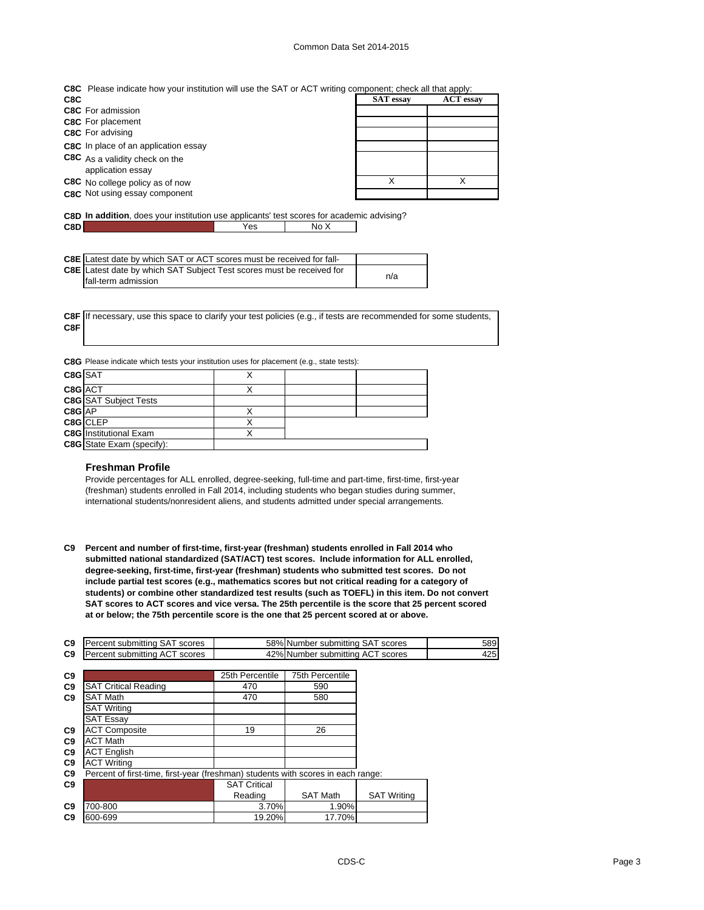**C8C** Please indicate how your institution will use the SAT or ACT writing component; check all that apply:

| C8C | | SAT essay | ACT essay |
|---|---|---|---|
| C8C | For admission | | |
| C8C | For placement | | |
| C8C | For advising | | |
| C8C | In place of an application essay | | |
| C8C | As a validity check on the application essay | | |
| C8C | No college policy as of now | X | X |
| C8C | Not using essay component | | |

**C8D** **In addition**, does your institution use applicants' test scores for academic advising?

| C8D | | Yes | No X |
|---|---|---|---|

| | | |
|---|---|---|
| C8E | Latest date by which SAT or ACT scores must be received for fall- | |
| C8E | Latest date by which SAT Subject Test scores must be received for fall-term admission | n/a |

**C8F** If necessary, use this space to clarify your test policies (e.g., if tests are recommended for some students,

**C8F**

**C8G** Please indicate which tests your institution uses for placement (e.g., state tests):

| | | | | |
|---|---|---|---|---|
| C8G | SAT | X | | |
| C8G | ACT | X | | |
| C8G | SAT Subject Tests | | | |
| C8G | AP | X | | |
| C8G | CLEP | X | | |
| C8G | Institutional Exam | X | | |
| C8G | State Exam (specify): | | | |

### Freshman Profile

Provide percentages for ALL enrolled, degree-seeking, full-time and part-time, first-time, first-year (freshman) students enrolled in Fall 2014, including students who began studies during summer, international students/nonresident aliens, and students admitted under special arrangements.

**C9** **Percent and number of first-time, first-year (freshman) students enrolled in Fall 2014 who submitted national standardized (SAT/ACT) test scores. Include information for ALL enrolled, degree-seeking, first-time, first-year (freshman) students who submitted test scores. Do not include partial test scores (e.g., mathematics scores but not critical reading for a category of students) or combine other standardized test results (such as TOEFL) in this item. Do not convert SAT scores to ACT scores and vice versa. The 25th percentile is the score that 25 percent scored at or below; the 75th percentile score is the one that 25 percent scored at or above.**

| | | | | |
|---|---|---|---|---|
| C9 | Percent submitting SAT scores | 58% | Number submitting SAT scores | 589 |
| C9 | Percent submitting ACT scores | 42% | Number submitting ACT scores | 425 |

| | | 25th Percentile | 75th Percentile |
|---|---|---|---|
| C9 | SAT Critical Reading | 470 | 590 |
| C9 | SAT Math | 470 | 580 |
| | SAT Writing | | |
| | SAT Essay | | |
| C9 | ACT Composite | 19 | 26 |
| C9 | ACT Math | | |
| C9 | ACT English | | |
| C9 | ACT Writing | | |

C9 Percent of first-time, first-year (freshman) students with scores in each range:

| C9 | | SAT Critical Reading | SAT Math | SAT Writing |
|---|---|---|---|---|
| C9 | 700-800 | 3.70% | 1.90% | |
| C9 | 600-699 | 19.20% | 17.70% | |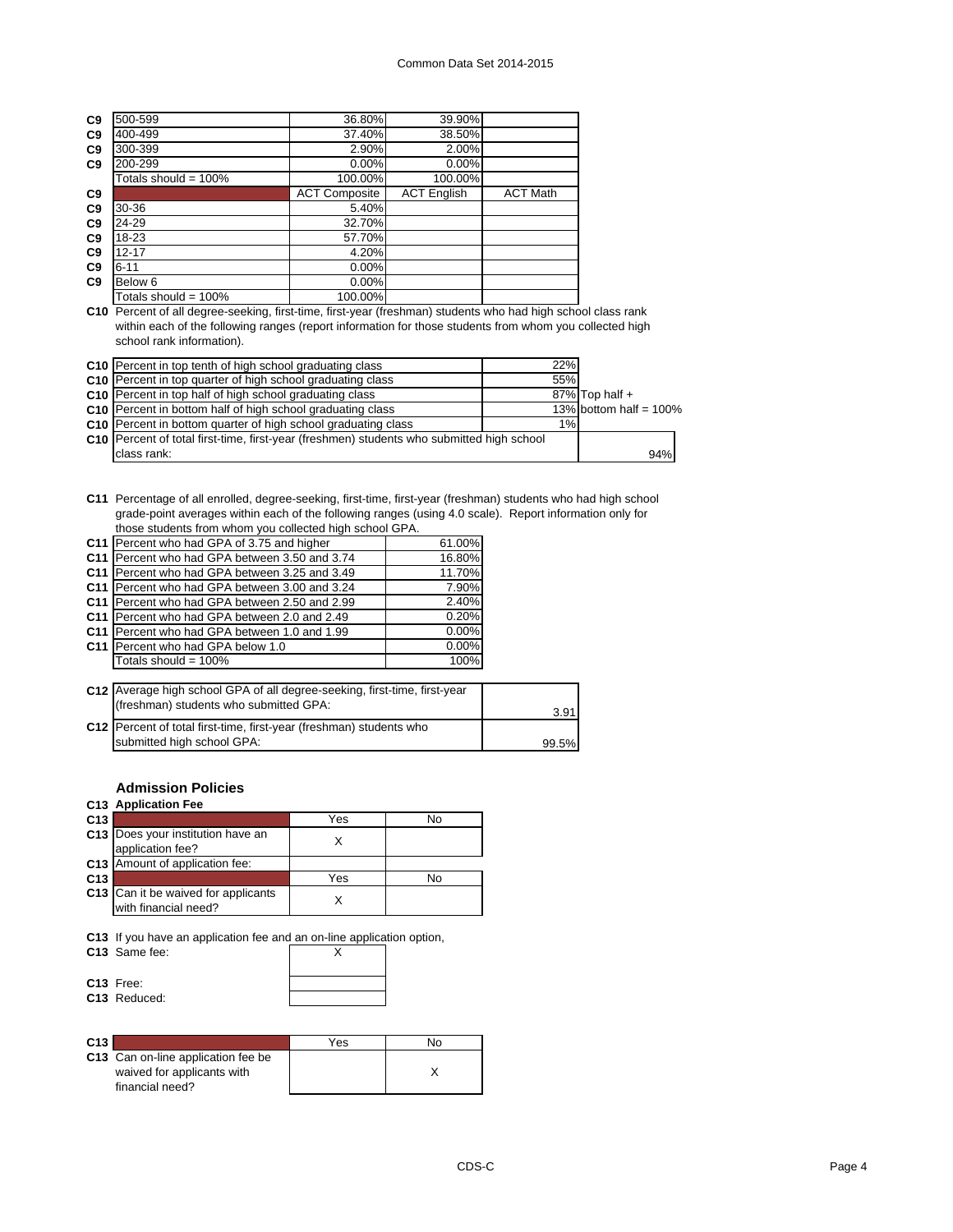| | | | | |
|---|---|---|---|---|
| C9 | 500-599 | 36.80% | 39.90% | |
| C9 | 400-499 | 37.40% | 38.50% | |
| C9 | 300-399 | 2.90% | 2.00% | |
| C9 | 200-299 | 0.00% | 0.00% | |
| | Totals should = 100% | 100.00% | 100.00% | |
| C9 | | ACT Composite | ACT English | ACT Math |
| C9 | 30-36 | 5.40% | | |
| C9 | 24-29 | 32.70% | | |
| C9 | 18-23 | 57.70% | | |
| C9 | 12-17 | 4.20% | | |
| C9 | 6-11 | 0.00% | | |
| C9 | Below 6 | 0.00% | | |
| | Totals should = 100% | 100.00% | | |

**C10** Percent of all degree-seeking, first-time, first-year (freshman) students who had high school class rank within each of the following ranges (report information for those students from whom you collected high school rank information).

| | | | |
|---|---|---|---|
| C10 | Percent in top tenth of high school graduating class | 22% | |
| C10 | Percent in top quarter of high school graduating class | 55% | |
| C10 | Percent in top half of high school graduating class | 87% | Top half + |
| C10 | Percent in bottom half of high school graduating class | 13% | bottom half = 100% |
| C10 | Percent in bottom quarter of high school graduating class | 1% | |
| C10 | Percent of total first-time, first-year (freshmen) students who submitted high school class rank: | | 94% |

**C11** Percentage of all enrolled, degree-seeking, first-time, first-year (freshman) students who had high school grade-point averages within each of the following ranges (using 4.0 scale). Report information only for those students from whom you collected high school GPA.

| | | |
|---|---|---|
| C11 | Percent who had GPA of 3.75 and higher | 61.00% |
| C11 | Percent who had GPA between 3.50 and 3.74 | 16.80% |
| C11 | Percent who had GPA between 3.25 and 3.49 | 11.70% |
| C11 | Percent who had GPA between 3.00 and 3.24 | 7.90% |
| C11 | Percent who had GPA between 2.50 and 2.99 | 2.40% |
| C11 | Percent who had GPA between 2.0 and 2.49 | 0.20% |
| C11 | Percent who had GPA between 1.0 and 1.99 | 0.00% |
| C11 | Percent who had GPA below 1.0 | 0.00% |
| | Totals should = 100% | 100% |

| | | |
|---|---|---|
| C12 | Average high school GPA of all degree-seeking, first-time, first-year (freshman) students who submitted GPA: | 3.91 |
| C12 | Percent of total first-time, first-year (freshman) students who submitted high school GPA: | 99.5% |

### Admission Policies

**C13 Application Fee**

| | | Yes | No |
|---|---|---|---|
| C13 | Does your institution have an application fee? | X | |
| C13 | Amount of application fee: | | |

| | | Yes | No |
|---|---|---|---|
| C13 | Can it be waived for applicants with financial need? | X | |

**C13** If you have an application fee and an on-line application option,

| | | |
|---|---|---|
| C13 | Same fee: | X |
| C13 | Free: | |
| C13 | Reduced: | |

| | | Yes | No |
|---|---|---|---|
| C13 | Can on-line application fee be waived for applicants with financial need? | | X |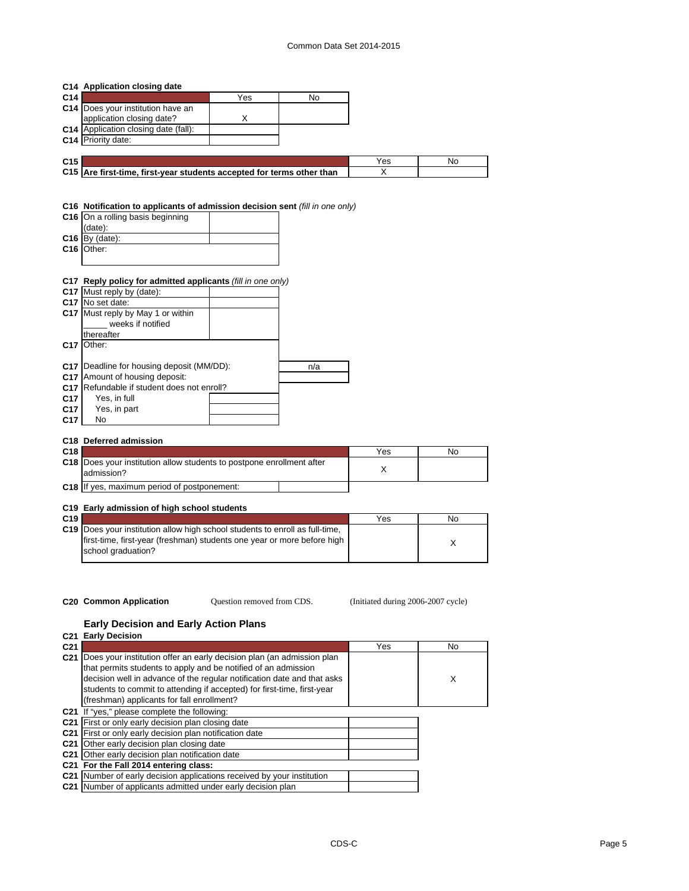**C14 Application closing date**

| C14 | | Yes | No |
|---|---|---|---|
| C14 | Does your institution have an application closing date? | X | |
| C14 | Application closing date (fall): | | |
| C14 | Priority date: | | |

| C15 | | Yes | No |
|---|---|---|---|
| C15 | **Are first-time, first-year students accepted for terms other than** | X | |

**C16 Notification to applicants of admission decision sent** *(fill in one only)*

| | | |
|---|---|---|
| C16 | On a rolling basis beginning (date): | |
| C16 | By (date): | |
| C16 | Other: | |

**C17 Reply policy for admitted applicants** *(fill in one only)*

| | | |
|---|---|---|
| C17 | Must reply by (date): | |
| C17 | No set date: | |
| C17 | Must reply by May 1 or within _____ weeks if notified thereafter | |
| C17 | Other: | |
| C17 | Deadline for housing deposit (MM/DD): | n/a |
| C17 | Amount of housing deposit: | |
| C17 | Refundable if student does not enroll? | |
| C17 | Yes, in full | |
| C17 | Yes, in part | |
| C17 | No | |

**C18 Deferred admission**

| C18 | | Yes | No |
|---|---|---|---|
| C18 | Does your institution allow students to postpone enrollment after admission? | X | |
| C18 | If yes, maximum period of postponement: | | |

**C19 Early admission of high school students**

| C19 | | Yes | No |
|---|---|---|---|
| C19 | Does your institution allow high school students to enroll as full-time, first-time, first-year (freshman) students one year or more before high school graduation? | | X |

**C20 Common Application** Question removed from CDS. (Initiated during 2006-2007 cycle)

## Early Decision and Early Action Plans

**C21 Early Decision**

| C21 | | Yes | No |
|---|---|---|---|
| C21 | Does your institution offer an early decision plan (an admission plan that permits students to apply and be notified of an admission decision well in advance of the regular notification date and that asks students to commit to attending if accepted) for first-time, first-year (freshman) applicants for fall enrollment? | | X |
| C21 | If "yes," please complete the following: | | |
| C21 | First or only early decision plan closing date | | |
| C21 | First or only early decision plan notification date | | |
| C21 | Other early decision plan closing date | | |
| C21 | Other early decision plan notification date | | |
| C21 | **For the Fall 2014 entering class:** | | |
| C21 | Number of early decision applications received by your institution | | |
| C21 | Number of applicants admitted under early decision plan | | |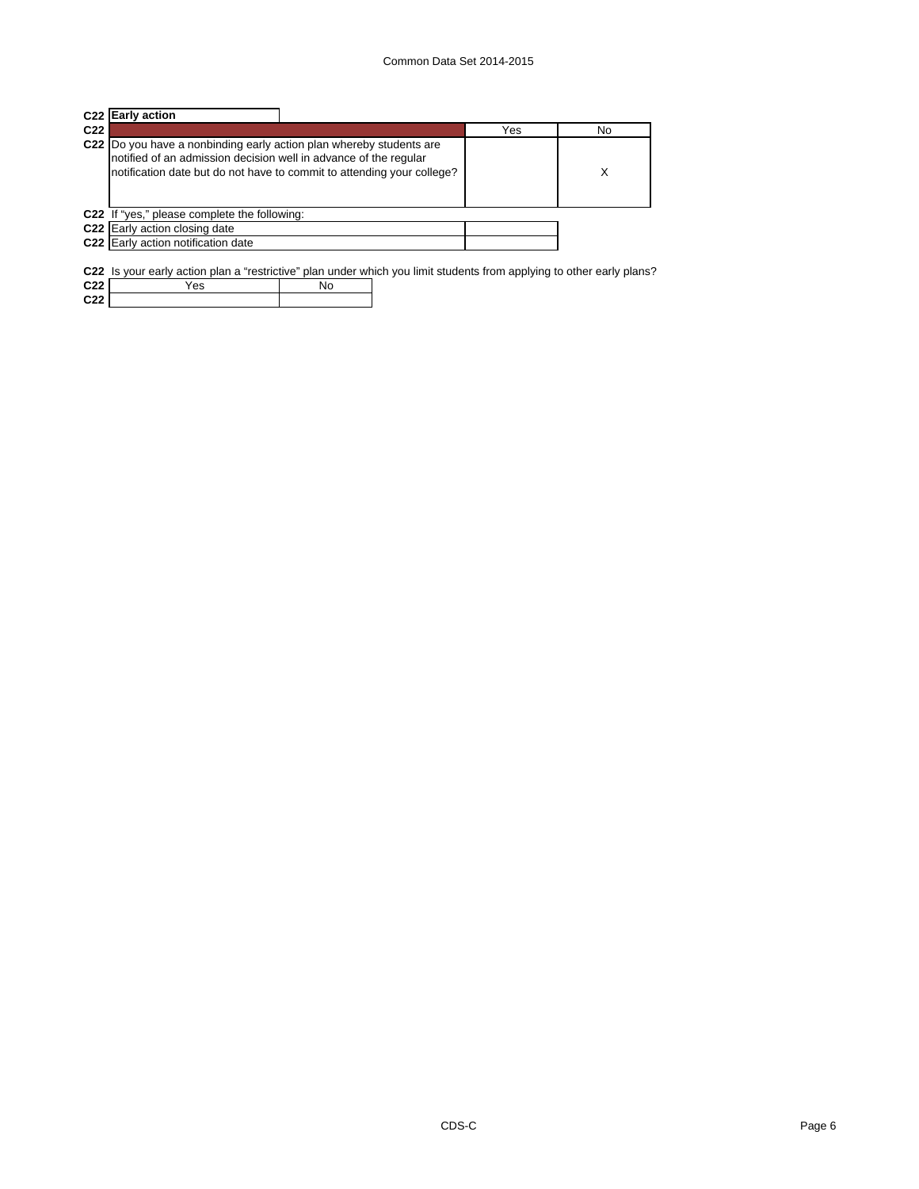**C22 Early action**

| | | Yes | No |
|---|---|---|---|
| C22 | Do you have a nonbinding early action plan whereby students are notified of an admission decision well in advance of the regular notification date but do not have to commit to attending your college? | | X |

C22 If "yes," please complete the following:

| | | |
|---|---|---|
| C22 | Early action closing date | |
| C22 | Early action notification date | |

C22 Is your early action plan a "restrictive" plan under which you limit students from applying to other early plans?

| | Yes | No |
|---|---|---|
| C22 | | |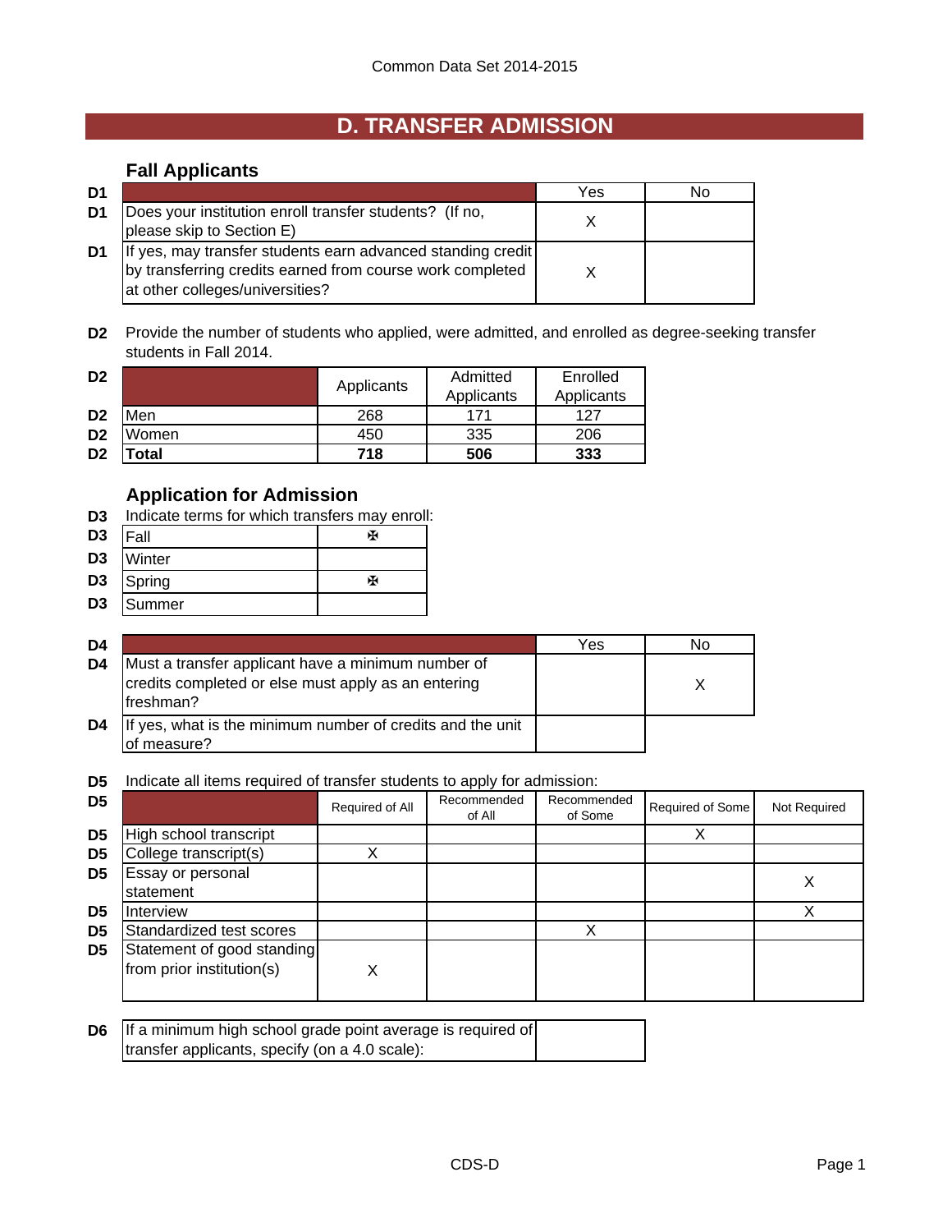# D. TRANSFER ADMISSION

## Fall Applicants

| D1 | | Yes | No |
|---|---|---|---|
| D1 | Does your institution enroll transfer students? (If no, please skip to Section E) | X | |
| D1 | If yes, may transfer students earn advanced standing credit by transferring credits earned from course work completed at other colleges/universities? | X | |

**D2** Provide the number of students who applied, were admitted, and enrolled as degree-seeking transfer students in Fall 2014.

| D2 | | Applicants | Admitted Applicants | Enrolled Applicants |
|---|---|---|---|---|
| D2 | Men | 268 | 171 | 127 |
| D2 | Women | 450 | 335 | 206 |
| D2 | **Total** | **718** | **506** | **333** |

## Application for Admission

**D3** Indicate terms for which transfers may enroll:

| D3 | | |
|---|---|---|
| D3 | Fall | ✠ |
| D3 | Winter | |
| D3 | Spring | ✠ |
| D3 | Summer | |

| D4 | | Yes | No |
|---|---|---|---|
| D4 | Must a transfer applicant have a minimum number of credits completed or else must apply as an entering freshman? | | X |
| D4 | If yes, what is the minimum number of credits and the unit of measure? | | |

**D5** Indicate all items required of transfer students to apply for admission:

| D5 | | Required of All | Recommended of All | Recommended of Some | Required of Some | Not Required |
|---|---|---|---|---|---|---|
| D5 | High school transcript | | | | X | |
| D5 | College transcript(s) | X | | | | |
| D5 | Essay or personal statement | | | | | X |
| D5 | Interview | | | | | X |
| D5 | Standardized test scores | | | X | | |
| D5 | Statement of good standing from prior institution(s) | X | | | | |

| D6 | | |
|---|---|---|
| D6 | If a minimum high school grade point average is required of transfer applicants, specify (on a 4.0 scale): | |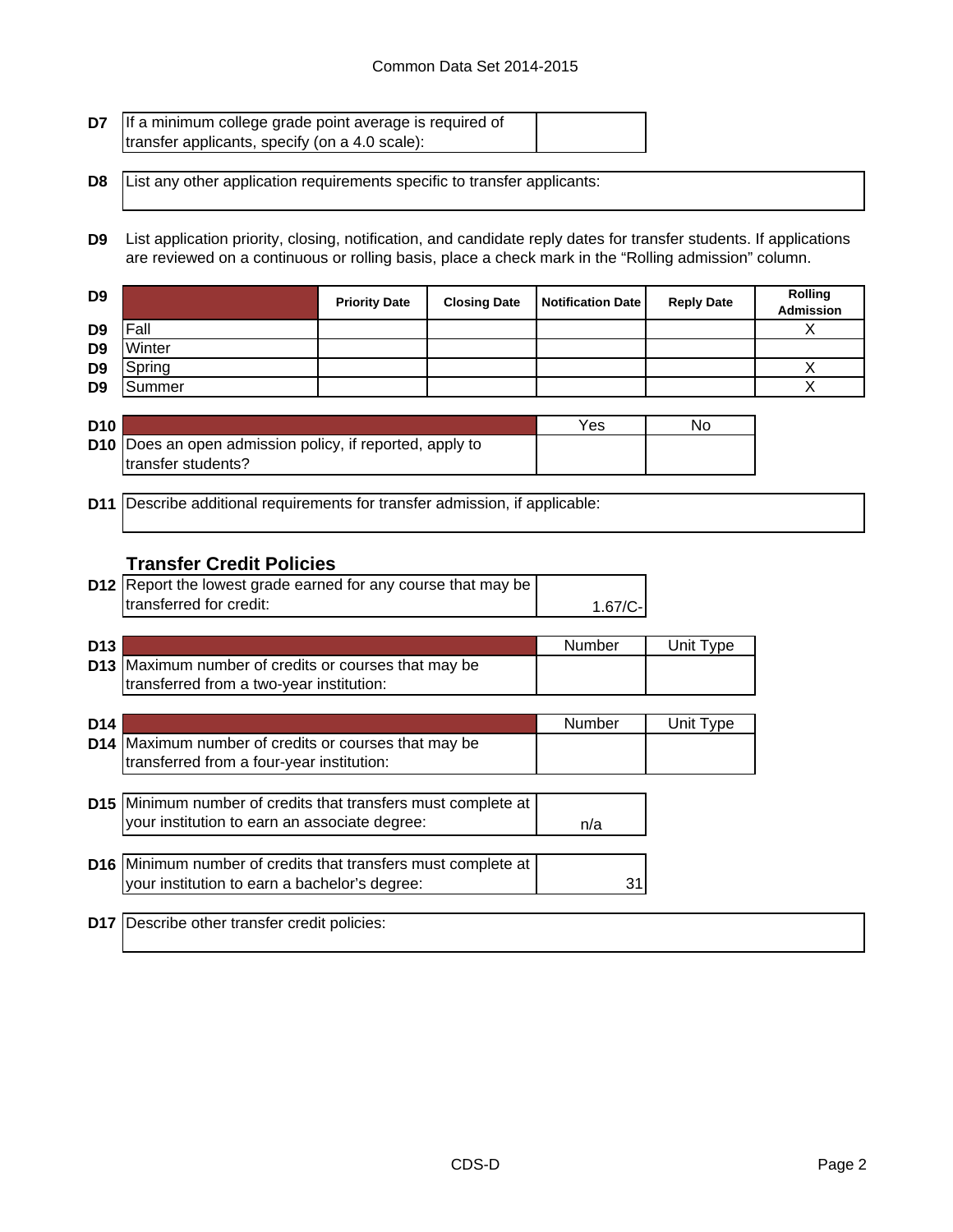| D7 | If a minimum college grade point average is required of transfer applicants, specify (on a 4.0 scale): | |
|---|---|---|

| D8 | List any other application requirements specific to transfer applicants: |
|---|---|

**D9** List application priority, closing, notification, and candidate reply dates for transfer students. If applications are reviewed on a continuous or rolling basis, place a check mark in the "Rolling admission" column.

| D9 | | Priority Date | Closing Date | Notification Date | Reply Date | Rolling Admission |
|---|---|---|---|---|---|---|
| D9 | Fall | | | | | X |
| D9 | Winter | | | | | |
| D9 | Spring | | | | | X |
| D9 | Summer | | | | | X |

| D10 | | Yes | No |
|---|---|---|---|
| D10 | Does an open admission policy, if reported, apply to transfer students? | | |

| D11 | Describe additional requirements for transfer admission, if applicable: |
|---|---|

### Transfer Credit Policies

| D12 | Report the lowest grade earned for any course that may be transferred for credit: | 1.67/C- |
|---|---|---|

| D13 | | Number | Unit Type |
|---|---|---|---|
| D13 | Maximum number of credits or courses that may be transferred from a two-year institution: | | |

| D14 | | Number | Unit Type |
|---|---|---|---|
| D14 | Maximum number of credits or courses that may be transferred from a four-year institution: | | |

| D15 | Minimum number of credits that transfers must complete at your institution to earn an associate degree: | n/a |
|---|---|---|

| D16 | Minimum number of credits that transfers must complete at your institution to earn a bachelor's degree: | 31 |
|---|---|---|

| D17 | Describe other transfer credit policies: |
|---|---|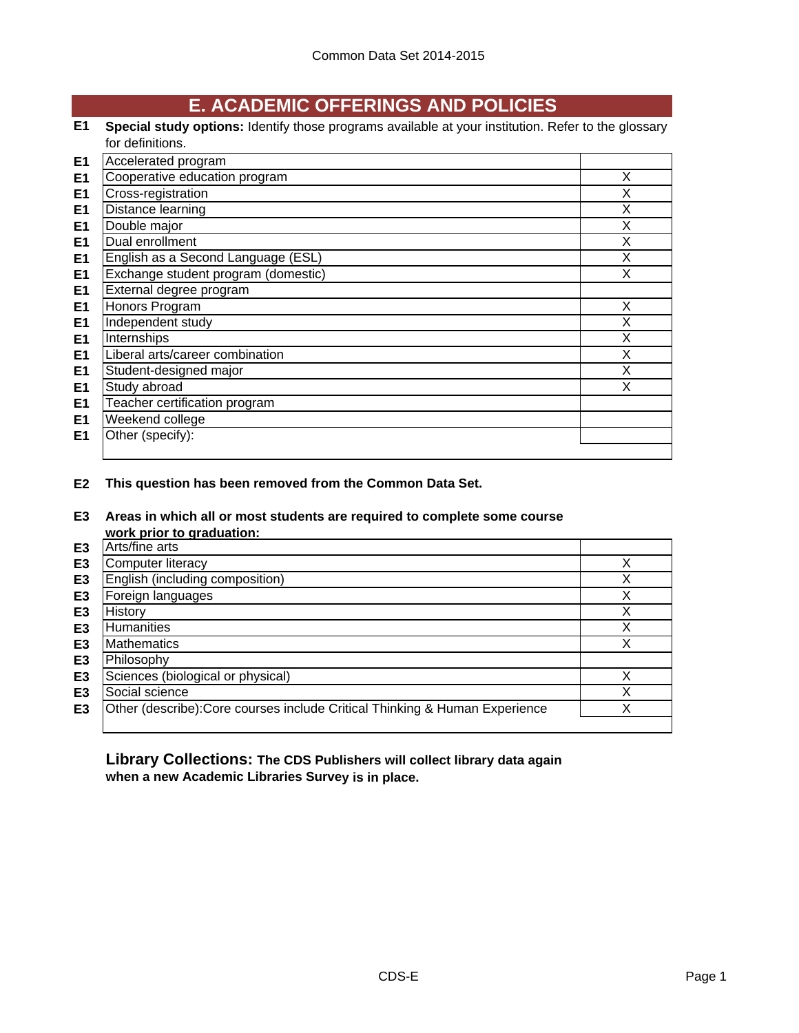## E. ACADEMIC OFFERINGS AND POLICIES

**E1** **Special study options:** Identify those programs available at your institution. Refer to the glossary for definitions.

| | | |
|---|---|---|
| E1 | Accelerated program | |
| E1 | Cooperative education program | X |
| E1 | Cross-registration | X |
| E1 | Distance learning | X |
| E1 | Double major | X |
| E1 | Dual enrollment | X |
| E1 | English as a Second Language (ESL) | X |
| E1 | Exchange student program (domestic) | X |
| E1 | External degree program | |
| E1 | Honors Program | X |
| E1 | Independent study | X |
| E1 | Internships | X |
| E1 | Liberal arts/career combination | X |
| E1 | Student-designed major | X |
| E1 | Study abroad | X |
| E1 | Teacher certification program | |
| E1 | Weekend college | |
| E1 | Other (specify): | |

**E2** **This question has been removed from the Common Data Set.**

**E3** **Areas in which all or most students are required to complete some course work prior to graduation:**

| | | |
|---|---|---|
| E3 | Arts/fine arts | |
| E3 | Computer literacy | X |
| E3 | English (including composition) | X |
| E3 | Foreign languages | X |
| E3 | History | X |
| E3 | Humanities | X |
| E3 | Mathematics | X |
| E3 | Philosophy | |
| E3 | Sciences (biological or physical) | X |
| E3 | Social science | X |
| E3 | Other (describe):Core courses include Critical Thinking & Human Experience | X |

**Library Collections: The CDS Publishers will collect library data again when a new Academic Libraries Survey is in place.**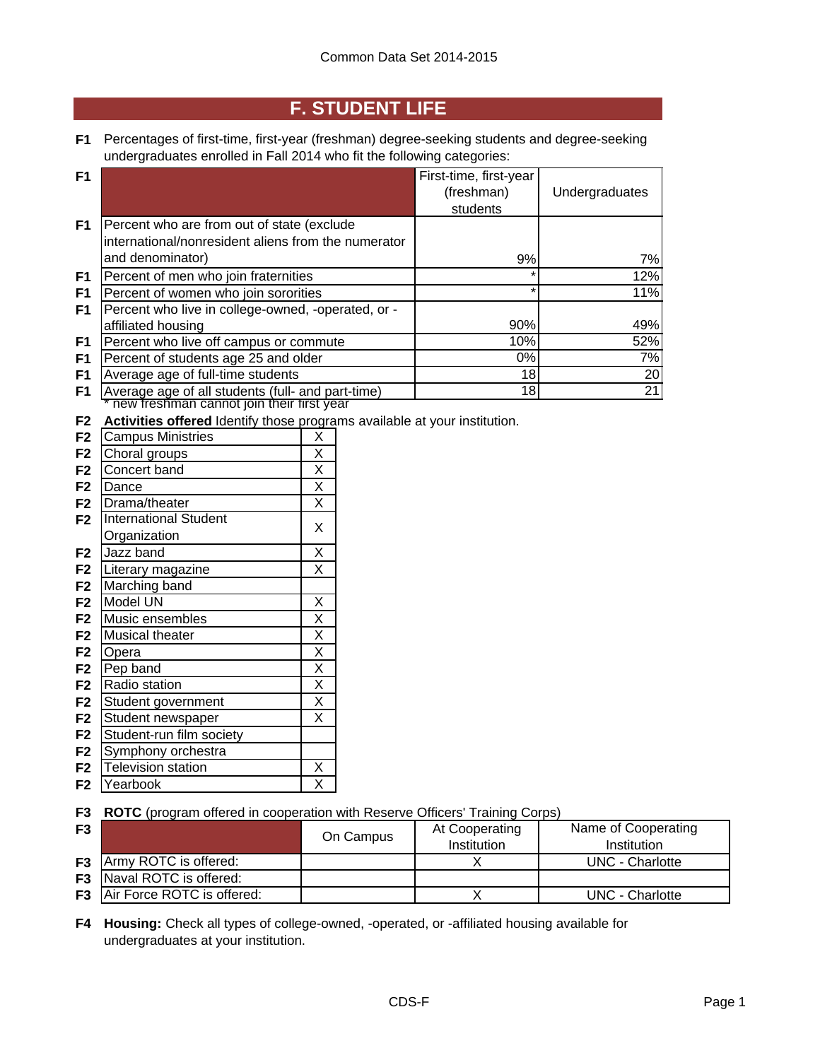# F. STUDENT LIFE

**F1** Percentages of first-time, first-year (freshman) degree-seeking students and degree-seeking undergraduates enrolled in Fall 2014 who fit the following categories:

| | | First-time, first-year (freshman) students | Undergraduates |
|---|---|---|---|
| F1 | Percent who are from out of state (exclude international/nonresident aliens from the numerator and denominator) | 9% | 7% |
| F1 | Percent of men who join fraternities | * | 12% |
| F1 | Percent of women who join sororities | * | 11% |
| F1 | Percent who live in college-owned, -operated, or -affiliated housing | 90% | 49% |
| F1 | Percent who live off campus or commute | 10% | 52% |
| F1 | Percent of students age 25 and older | 0% | 7% |
| F1 | Average age of full-time students | 18 | 20 |
| F1 | Average age of all students (full- and part-time) | 18 | 21 |

* new freshman cannot join their first year

**F2** **Activities offered** Identify those programs available at your institution.

| | | |
|---|---|---|
| F2 | Campus Ministries | X |
| F2 | Choral groups | X |
| F2 | Concert band | X |
| F2 | Dance | X |
| F2 | Drama/theater | X |
| F2 | International Student Organization | X |
| F2 | Jazz band | X |
| F2 | Literary magazine | X |
| F2 | Marching band | |
| F2 | Model UN | X |
| F2 | Music ensembles | X |
| F2 | Musical theater | X |
| F2 | Opera | X |
| F2 | Pep band | X |
| F2 | Radio station | X |
| F2 | Student government | X |
| F2 | Student newspaper | X |
| F2 | Student-run film society | |
| F2 | Symphony orchestra | |
| F2 | Television station | X |
| F2 | Yearbook | X |

**F3** **ROTC** (program offered in cooperation with Reserve Officers' Training Corps)

| | | On Campus | At Cooperating Institution | Name of Cooperating Institution |
|---|---|---|---|---|
| F3 | Army ROTC is offered: | | X | UNC - Charlotte |
| F3 | Naval ROTC is offered: | | | |
| F3 | Air Force ROTC is offered: | | X | UNC - Charlotte |

**F4** **Housing:** Check all types of college-owned, -operated, or -affiliated housing available for undergraduates at your institution.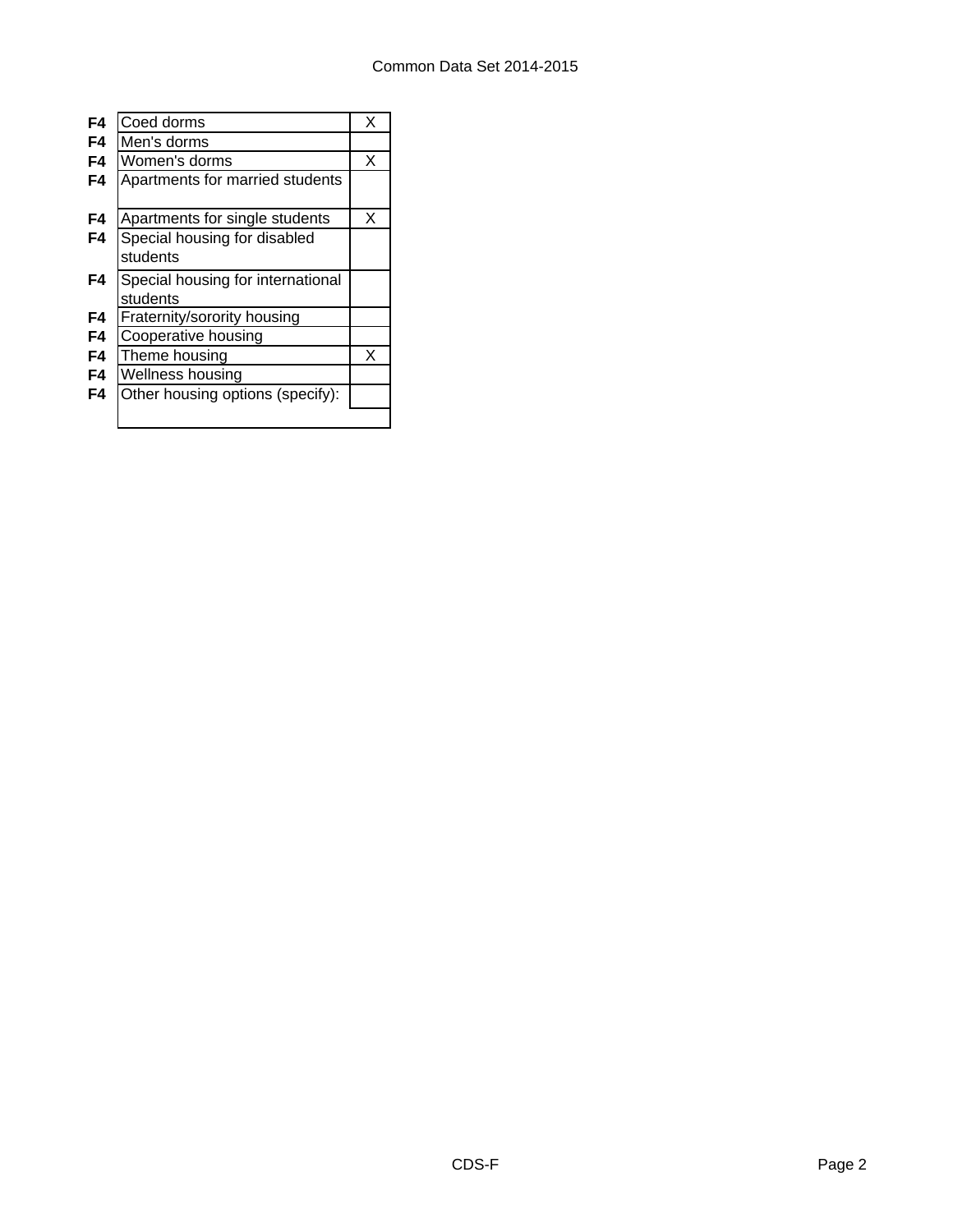| | | |
|---|---|---|
| **F4** | Coed dorms | X |
| **F4** | Men's dorms | |
| **F4** | Women's dorms | X |
| **F4** | Apartments for married students | |
| **F4** | Apartments for single students | X |
| **F4** | Special housing for disabled students | |
| **F4** | Special housing for international students | |
| **F4** | Fraternity/sorority housing | |
| **F4** | Cooperative housing | |
| **F4** | Theme housing | X |
| **F4** | Wellness housing | |
| **F4** | Other housing options (specify): | |
| | | |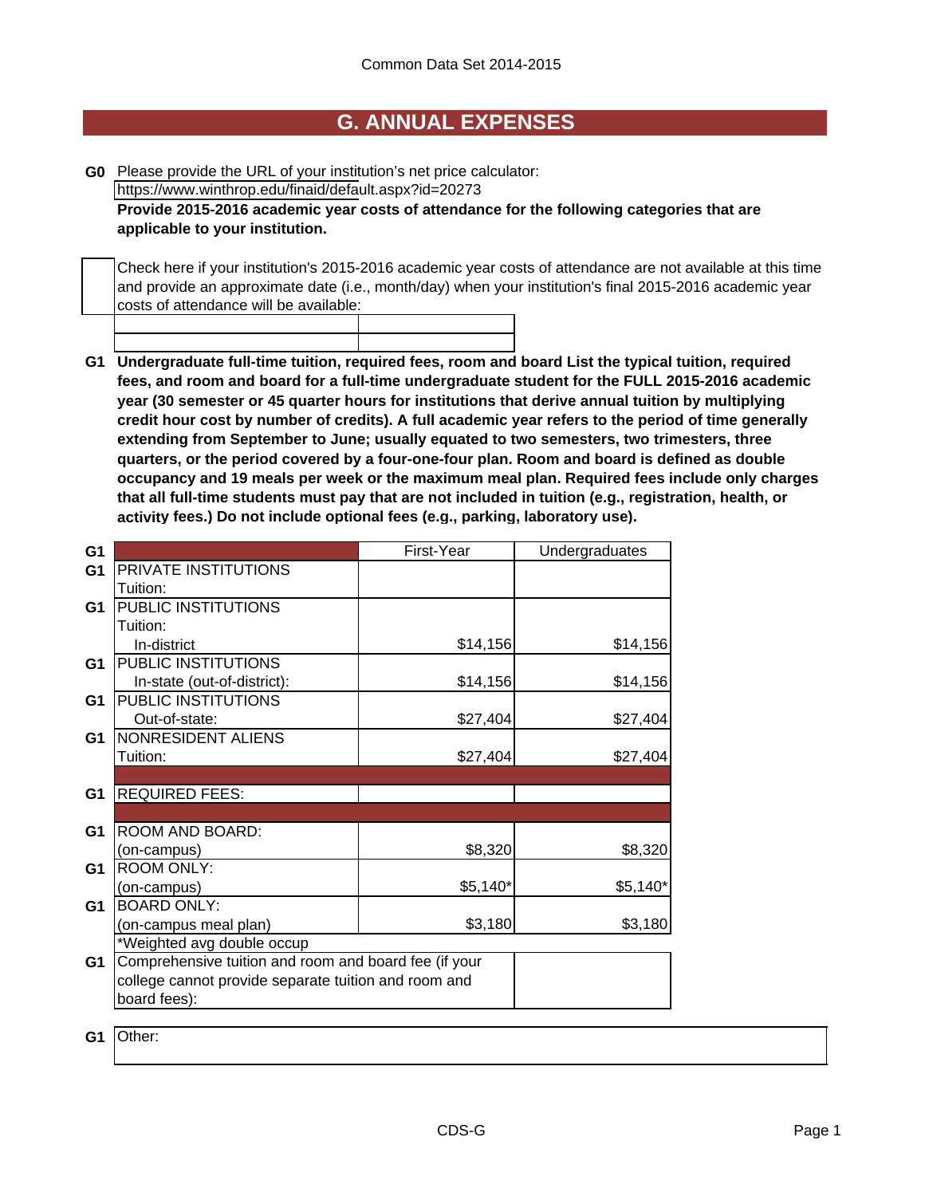Common Data Set 2014-2015

## G. ANNUAL EXPENSES

**G0** Please provide the URL of your institution's net price calculator:

https://www.winthrop.edu/finaid/default.aspx?id=20273

**Provide 2015-2016 academic year costs of attendance for the following categories that are applicable to your institution.**

☐ Check here if your institution's 2015-2016 academic year costs of attendance are not available at this time and provide an approximate date (i.e., month/day) when your institution's final 2015-2016 academic year costs of attendance will be available:

**G1 Undergraduate full-time tuition, required fees, room and board List the typical tuition, required fees, and room and board for a full-time undergraduate student for the FULL 2015-2016 academic year (30 semester or 45 quarter hours for institutions that derive annual tuition by multiplying credit hour cost by number of credits). A full academic year refers to the period of time generally extending from September to June; usually equated to two semesters, two trimesters, three quarters, or the period covered by a four-one-four plan. Room and board is defined as double occupancy and 19 meals per week or the maximum meal plan. Required fees include only charges that all full-time students must pay that are not included in tuition (e.g., registration, health, or activity fees.) Do not include optional fees (e.g., parking, laboratory use).**

| | | First-Year | Undergraduates |
|---|---|---|---|
| G1 | PRIVATE INSTITUTIONS Tuition: | | |
| G1 | PUBLIC INSTITUTIONS Tuition: In-district | $14,156 | $14,156 |
| G1 | PUBLIC INSTITUTIONS In-state (out-of-district): | $14,156 | $14,156 |
| G1 | PUBLIC INSTITUTIONS Out-of-state: | $27,404 | $27,404 |
| G1 | NONRESIDENT ALIENS Tuition: | $27,404 | $27,404 |
| G1 | REQUIRED FEES: | | |
| G1 | ROOM AND BOARD: (on-campus) | $8,320 | $8,320 |
| G1 | ROOM ONLY: (on-campus) | $5,140* | $5,140* |
| G1 | BOARD ONLY: (on-campus meal plan) | $3,180 | $3,180 |
| | *Weighted avg double occup | | |
| G1 | Comprehensive tuition and room and board fee (if your college cannot provide separate tuition and room and board fees): | | |

**G1** Other: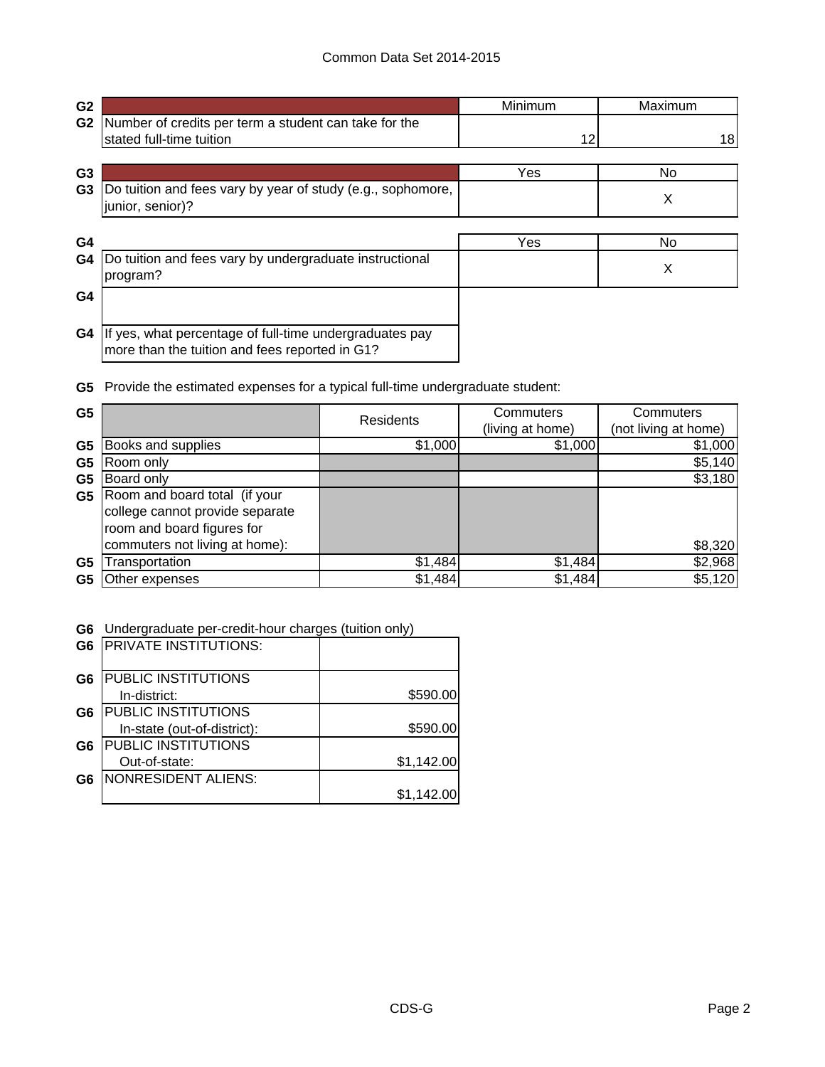| G2 | | Minimum | Maximum |
|---|---|---|---|
| G2 | Number of credits per term a student can take for the stated full-time tuition | 12 | 18 |

| G3 | | Yes | No |
|---|---|---|---|
| G3 | Do tuition and fees vary by year of study (e.g., sophomore, junior, senior)? | | X |

| G4 | | Yes | No |
|---|---|---|---|
| G4 | Do tuition and fees vary by undergraduate instructional program? | | X |
| G4 | | | |
| G4 | If yes, what percentage of full-time undergraduates pay more than the tuition and fees reported in G1? | | |

**G5** Provide the estimated expenses for a typical full-time undergraduate student:

| G5 | | Residents | Commuters (living at home) | Commuters (not living at home) |
|---|---|---|---|---|
| G5 | Books and supplies | $1,000 | $1,000 | $1,000 |
| G5 | Room only | | | $5,140 |
| G5 | Board only | | | $3,180 |
| G5 | Room and board total (if your college cannot provide separate room and board figures for commuters not living at home): | | | $8,320 |
| G5 | Transportation | $1,484 | $1,484 | $2,968 |
| G5 | Other expenses | $1,484 | $1,484 | $5,120 |

**G6** Undergraduate per-credit-hour charges (tuition only)

| G6 | | |
|---|---|---|
| G6 | PRIVATE INSTITUTIONS: | |
| G6 | PUBLIC INSTITUTIONS In-district: | $590.00 |
| G6 | PUBLIC INSTITUTIONS In-state (out-of-district): | $590.00 |
| G6 | PUBLIC INSTITUTIONS Out-of-state: | $1,142.00 |
| G6 | NONRESIDENT ALIENS: | $1,142.00 |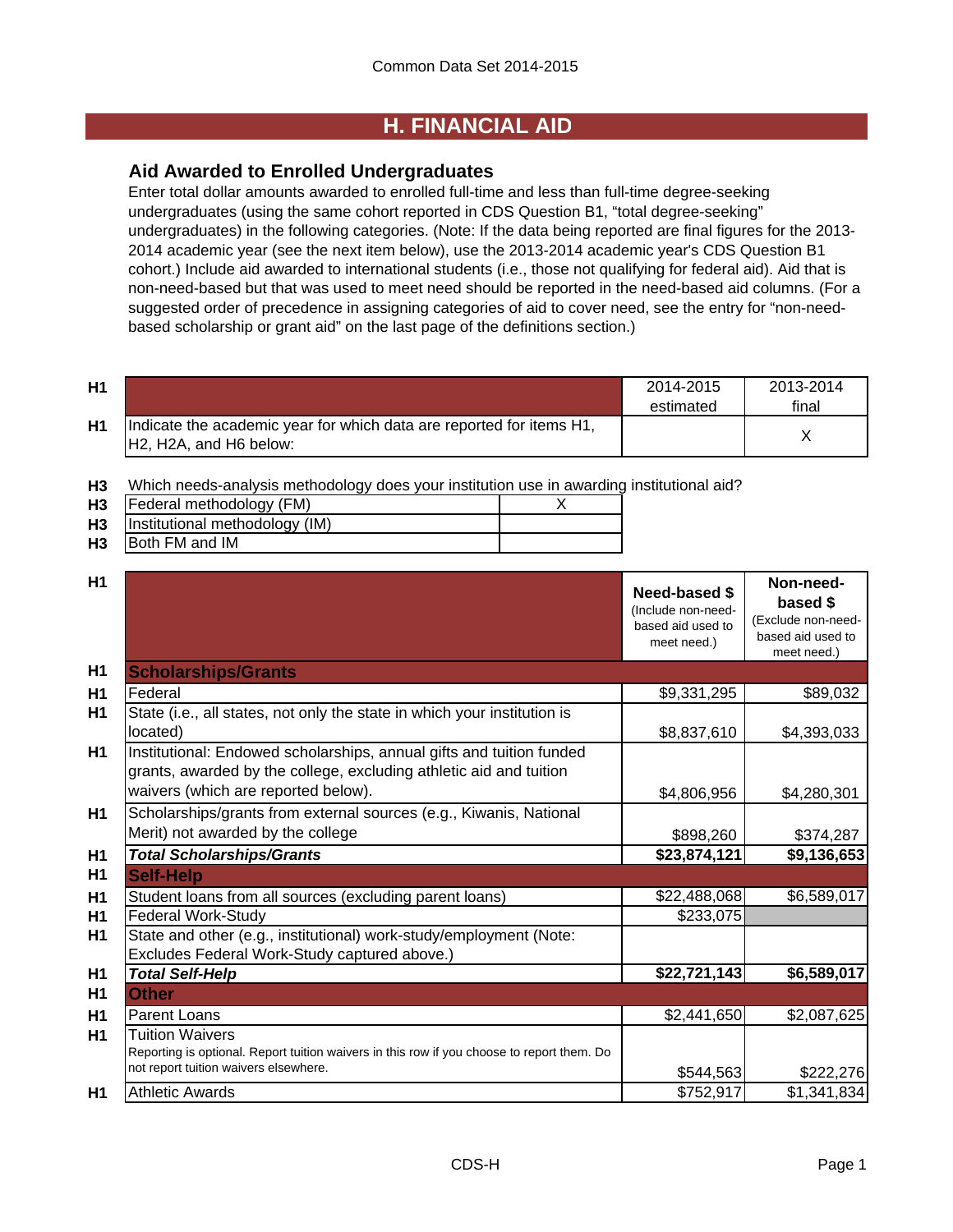## H. FINANCIAL AID

### Aid Awarded to Enrolled Undergraduates

Enter total dollar amounts awarded to enrolled full-time and less than full-time degree-seeking undergraduates (using the same cohort reported in CDS Question B1, "total degree-seeking" undergraduates) in the following categories. (Note: If the data being reported are final figures for the 2013-2014 academic year (see the next item below), use the 2013-2014 academic year's CDS Question B1 cohort.) Include aid awarded to international students (i.e., those not qualifying for federal aid). Aid that is non-need-based but that was used to meet need should be reported in the need-based aid columns. (For a suggested order of precedence in assigning categories of aid to cover need, see the entry for "non-need-based scholarship or grant aid" on the last page of the definitions section.)

| | | 2014-2015 estimated | 2013-2014 final |
|---|---|---|---|
| H1 | Indicate the academic year for which data are reported for items H1, H2, H2A, and H6 below: | | X |

H3 Which needs-analysis methodology does your institution use in awarding institutional aid?

| | | |
|---|---|---|
| H3 | Federal methodology (FM) | X |
| H3 | Institutional methodology (IM) | |
| H3 | Both FM and IM | |

| | | Need-based $ (Include non-need-based aid used to meet need.) | Non-need-based $ (Exclude non-need-based aid used to meet need.) |
|---|---|---|---|
| H1 | **Scholarships/Grants** | | |
| H1 | Federal | $9,331,295 | $89,032 |
| H1 | State (i.e., all states, not only the state in which your institution is located) | $8,837,610 | $4,393,033 |
| H1 | Institutional: Endowed scholarships, annual gifts and tuition funded grants, awarded by the college, excluding athletic aid and tuition waivers (which are reported below). | $4,806,956 | $4,280,301 |
| H1 | Scholarships/grants from external sources (e.g., Kiwanis, National Merit) not awarded by the college | $898,260 | $374,287 |
| H1 | ***Total Scholarships/Grants*** | **$23,874,121** | **$9,136,653** |
| H1 | **Self-Help** | | |
| H1 | Student loans from all sources (excluding parent loans) | $22,488,068 | $6,589,017 |
| H1 | Federal Work-Study | $233,075 | |
| H1 | State and other (e.g., institutional) work-study/employment (Note: Excludes Federal Work-Study captured above.) | | |
| H1 | ***Total Self-Help*** | **$22,721,143** | **$6,589,017** |
| H1 | **Other** | | |
| H1 | Parent Loans | $2,441,650 | $2,087,625 |
| H1 | Tuition Waivers<br>Reporting is optional. Report tuition waivers in this row if you choose to report them. Do not report tuition waivers elsewhere. | $544,563 | $222,276 |
| H1 | Athletic Awards | $752,917 | $1,341,834 |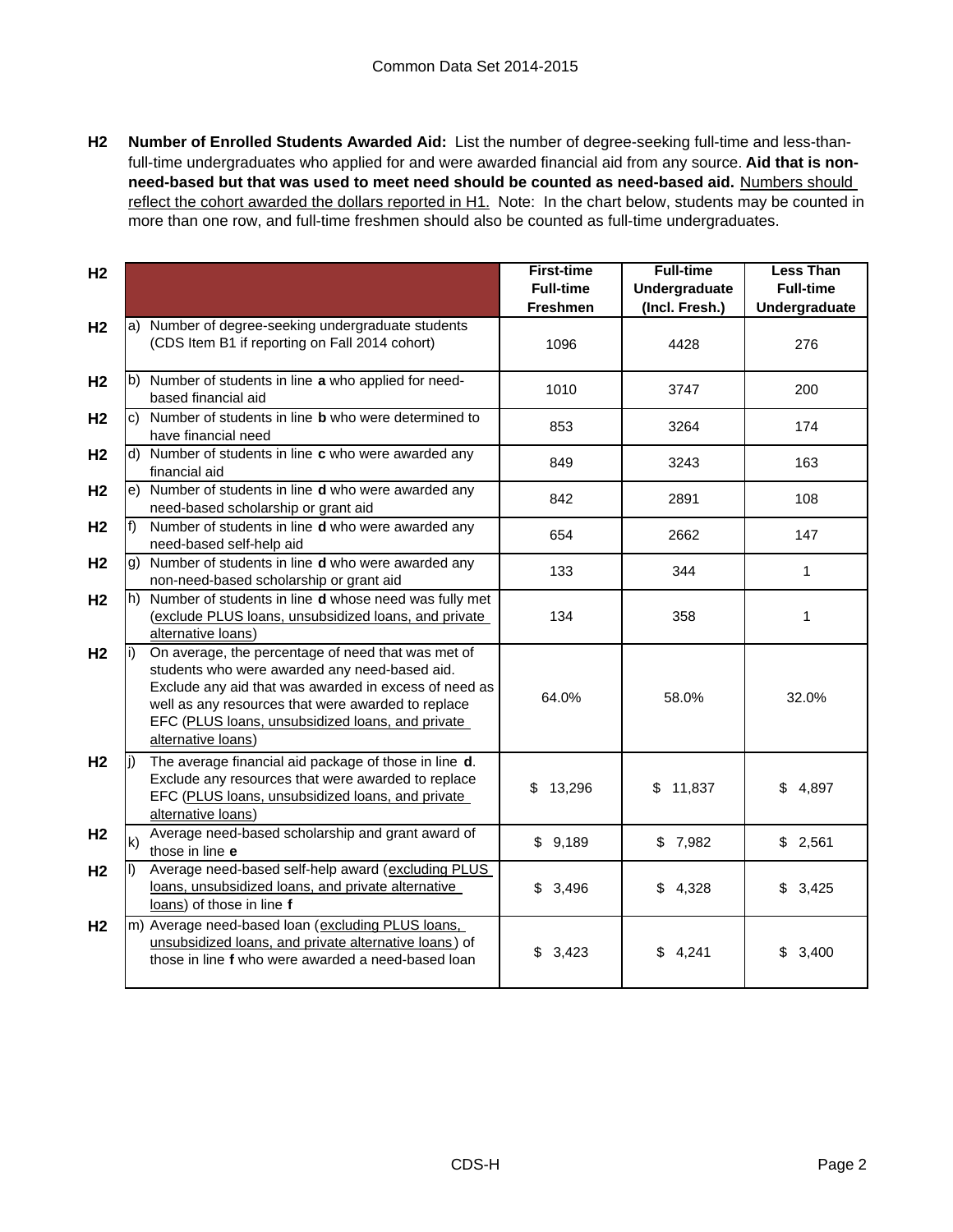**H2** **Number of Enrolled Students Awarded Aid:** List the number of degree-seeking full-time and less-than-full-time undergraduates who applied for and were awarded financial aid from any source. **Aid that is non-need-based but that was used to meet need should be counted as need-based aid.** Numbers should reflect the cohort awarded the dollars reported in H1. Note: In the chart below, students may be counted in more than one row, and full-time freshmen should also be counted as full-time undergraduates.

| | | First-time Full-time Freshmen | Full-time Undergraduate (Incl. Fresh.) | Less Than Full-time Undergraduate |
|---|---|---|---|---|
| H2 | a) Number of degree-seeking undergraduate students (CDS Item B1 if reporting on Fall 2014 cohort) | 1096 | 4428 | 276 |
| H2 | b) Number of students in line **a** who applied for need-based financial aid | 1010 | 3747 | 200 |
| H2 | c) Number of students in line **b** who were determined to have financial need | 853 | 3264 | 174 |
| H2 | d) Number of students in line **c** who were awarded any financial aid | 849 | 3243 | 163 |
| H2 | e) Number of students in line **d** who were awarded any need-based scholarship or grant aid | 842 | 2891 | 108 |
| H2 | f) Number of students in line **d** who were awarded any need-based self-help aid | 654 | 2662 | 147 |
| H2 | g) Number of students in line **d** who were awarded any non-need-based scholarship or grant aid | 133 | 344 | 1 |
| H2 | h) Number of students in line **d** whose need was fully met (exclude PLUS loans, unsubsidized loans, and private alternative loans) | 134 | 358 | 1 |
| H2 | i) On average, the percentage of need that was met of students who were awarded any need-based aid. Exclude any aid that was awarded in excess of need as well as any resources that were awarded to replace EFC (PLUS loans, unsubsidized loans, and private alternative loans) | 64.0% | 58.0% | 32.0% |
| H2 | j) The average financial aid package of those in line **d**. Exclude any resources that were awarded to replace EFC (PLUS loans, unsubsidized loans, and private alternative loans) | $ 13,296 | $ 11,837 | $ 4,897 |
| H2 | k) Average need-based scholarship and grant award of those in line **e** | $ 9,189 | $ 7,982 | $ 2,561 |
| H2 | l) Average need-based self-help award (excluding PLUS loans, unsubsidized loans, and private alternative loans) of those in line **f** | $ 3,496 | $ 4,328 | $ 3,425 |
| H2 | m) Average need-based loan (excluding PLUS loans, unsubsidized loans, and private alternative loans) of those in line **f** who were awarded a need-based loan | $ 3,423 | $ 4,241 | $ 3,400 |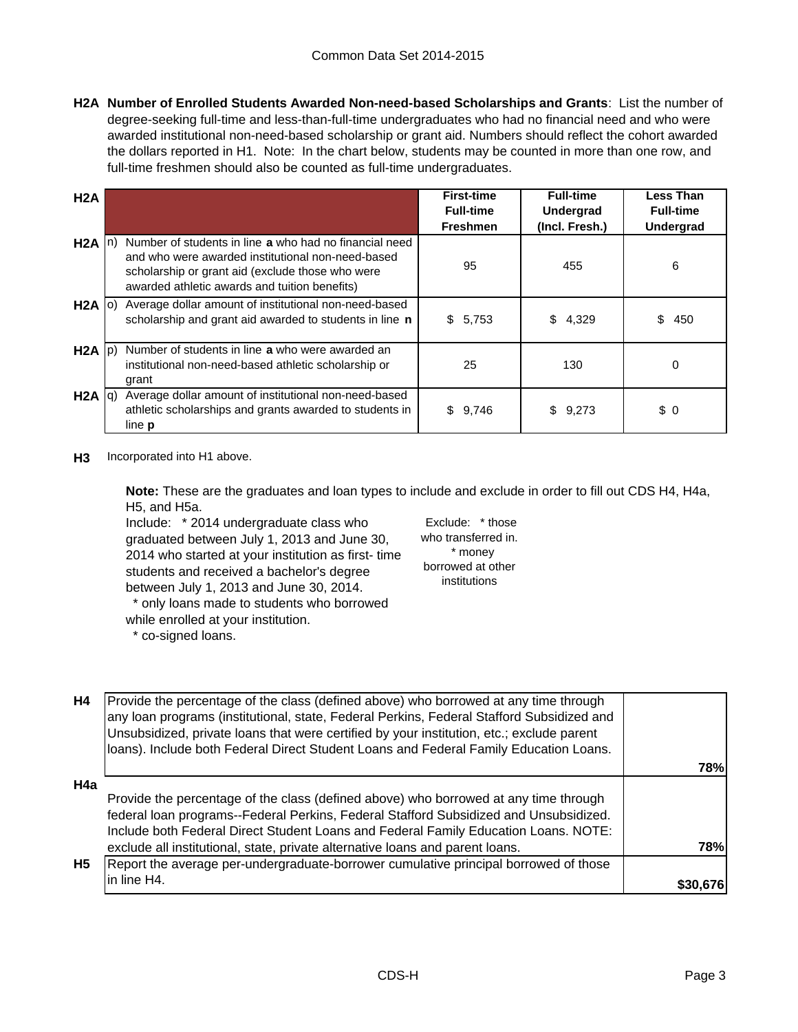**H2A Number of Enrolled Students Awarded Non-need-based Scholarships and Grants**: List the number of degree-seeking full-time and less-than-full-time undergraduates who had no financial need and who were awarded institutional non-need-based scholarship or grant aid. Numbers should reflect the cohort awarded the dollars reported in H1. Note: In the chart below, students may be counted in more than one row, and full-time freshmen should also be counted as full-time undergraduates.

| H2A | | First-time Full-time Freshmen | Full-time Undergrad (Incl. Fresh.) | Less Than Full-time Undergrad |
|---|---|---|---|---|
| H2A | n) Number of students in line **a** who had no financial need and who were awarded institutional non-need-based scholarship or grant aid (exclude those who were awarded athletic awards and tuition benefits) | 95 | 455 | 6 |
| H2A | o) Average dollar amount of institutional non-need-based scholarship and grant aid awarded to students in line **n** | $ 5,753 | $ 4,329 | $ 450 |
| H2A | p) Number of students in line **a** who were awarded an institutional non-need-based athletic scholarship or grant | 25 | 130 | 0 |
| H2A | q) Average dollar amount of institutional non-need-based athletic scholarships and grants awarded to students in line **p** | $ 9,746 | $ 9,273 | $ 0 |

**H3** Incorporated into H1 above.

**Note:** These are the graduates and loan types to include and exclude in order to fill out CDS H4, H4a, H5, and H5a.

Include: * 2014 undergraduate class who graduated between July 1, 2013 and June 30, 2014 who started at your institution as first- time students and received a bachelor's degree between July 1, 2013 and June 30, 2014.
* only loans made to students who borrowed while enrolled at your institution.
* co-signed loans.

Exclude: * those who transferred in.
* money borrowed at other institutions

| | | |
|---|---|---|
| H4 | Provide the percentage of the class (defined above) who borrowed at any time through any loan programs (institutional, state, Federal Perkins, Federal Stafford Subsidized and Unsubsidized, private loans that were certified by your institution, etc.; exclude parent loans). Include both Federal Direct Student Loans and Federal Family Education Loans. | 78% |
| H4a | Provide the percentage of the class (defined above) who borrowed at any time through federal loan programs--Federal Perkins, Federal Stafford Subsidized and Unsubsidized. Include both Federal Direct Student Loans and Federal Family Education Loans. NOTE: exclude all institutional, state, private alternative loans and parent loans. | 78% |
| H5 | Report the average per-undergraduate-borrower cumulative principal borrowed of those in line H4. | $30,676 |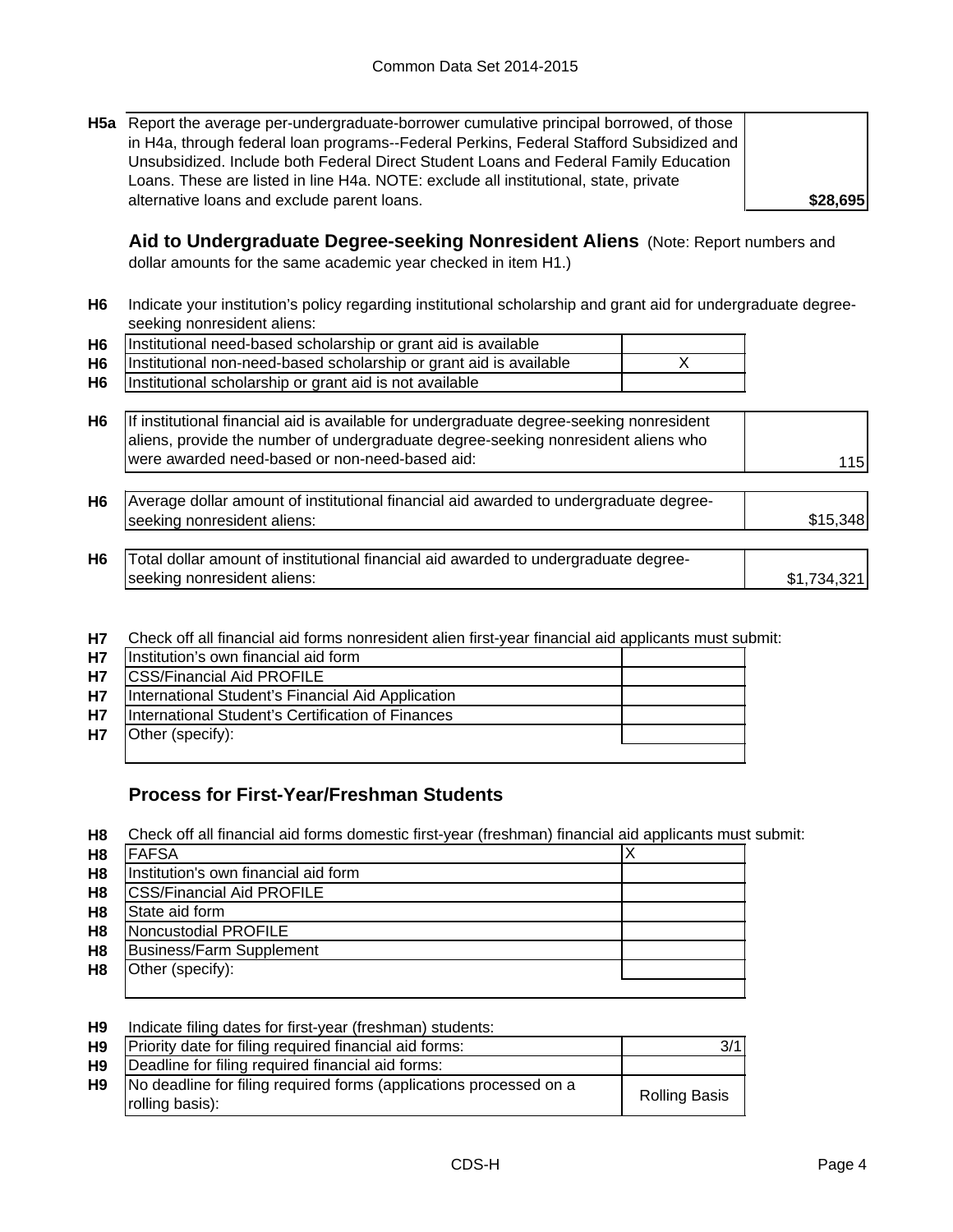| | | |
|---|---|---|
| H5a | Report the average per-undergraduate-borrower cumulative principal borrowed, of those in H4a, through federal loan programs--Federal Perkins, Federal Stafford Subsidized and Unsubsidized. Include both Federal Direct Student Loans and Federal Family Education Loans. These are listed in line H4a. NOTE: exclude all institutional, state, private alternative loans and exclude parent loans. | **$28,695** |

## Aid to Undergraduate Degree-seeking Nonresident Aliens

(Note: Report numbers and dollar amounts for the same academic year checked in item H1.)

**H6** Indicate your institution's policy regarding institutional scholarship and grant aid for undergraduate degree-seeking nonresident aliens:

| | | |
|---|---|---|
| H6 | Institutional need-based scholarship or grant aid is available | |
| H6 | Institutional non-need-based scholarship or grant aid is available | X |
| H6 | Institutional scholarship or grant aid is not available | |

| | | |
|---|---|---|
| H6 | If institutional financial aid is available for undergraduate degree-seeking nonresident aliens, provide the number of undergraduate degree-seeking nonresident aliens who were awarded need-based or non-need-based aid: | 115 |
| H6 | Average dollar amount of institutional financial aid awarded to undergraduate degree-seeking nonresident aliens: | $15,348 |
| H6 | Total dollar amount of institutional financial aid awarded to undergraduate degree-seeking nonresident aliens: | $1,734,321 |

**H7** Check off all financial aid forms nonresident alien first-year financial aid applicants must submit:

| | | |
|---|---|---|
| H7 | Institution's own financial aid form | |
| H7 | CSS/Financial Aid PROFILE | |
| H7 | International Student's Financial Aid Application | |
| H7 | International Student's Certification of Finances | |
| H7 | Other (specify): | |

## Process for First-Year/Freshman Students

**H8** Check off all financial aid forms domestic first-year (freshman) financial aid applicants must submit:

| | | |
|---|---|---|
| H8 | FAFSA | X |
| H8 | Institution's own financial aid form | |
| H8 | CSS/Financial Aid PROFILE | |
| H8 | State aid form | |
| H8 | Noncustodial PROFILE | |
| H8 | Business/Farm Supplement | |
| H8 | Other (specify): | |

**H9** Indicate filing dates for first-year (freshman) students:

| | | |
|---|---|---|
| H9 | Priority date for filing required financial aid forms: | 3/1 |
| H9 | Deadline for filing required financial aid forms: | |
| H9 | No deadline for filing required forms (applications processed on a rolling basis): | Rolling Basis |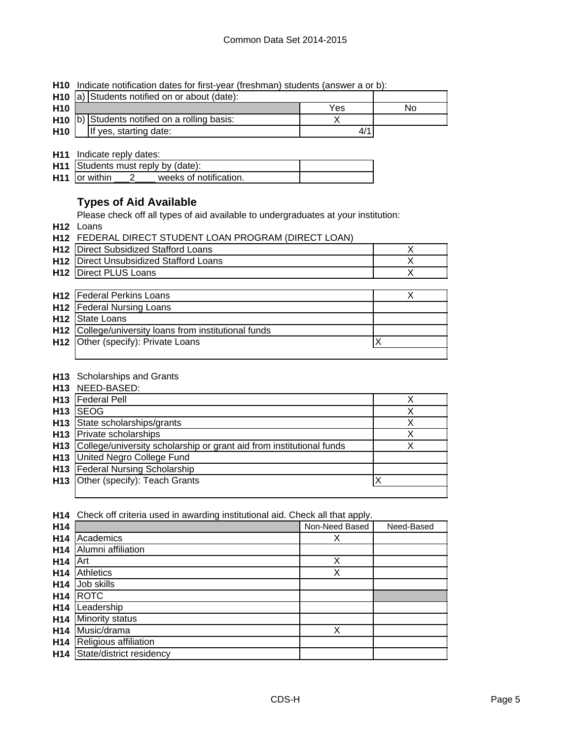**H10** Indicate notification dates for first-year (freshman) students (answer a or b):

| | | | |
|---|---|---|---|
| **H10** | a) Students notified on or about (date): | | |
| **H10** | | Yes | No |
| **H10** | b) Students notified on a rolling basis: | X | |
| **H10** | If yes, starting date: | 4/1 | |

**H11** Indicate reply dates:

| | | |
|---|---|---|
| **H11** | Students must reply by (date): | |
| **H11** | or within ___2____ weeks of notification. | |

## Types of Aid Available

Please check off all types of aid available to undergraduates at your institution:

**H12** Loans

**H12** FEDERAL DIRECT STUDENT LOAN PROGRAM (DIRECT LOAN)

| | | |
|---|---|---|
| **H12** | Direct Subsidized Stafford Loans | X |
| **H12** | Direct Unsubsidized Stafford Loans | X |
| **H12** | Direct PLUS Loans | X |

| | | |
|---|---|---|
| **H12** | Federal Perkins Loans | X |
| **H12** | Federal Nursing Loans | |
| **H12** | State Loans | |
| **H12** | College/university loans from institutional funds | |
| **H12** | Other (specify): Private Loans | X |

**H13** Scholarships and Grants

**H13** NEED-BASED:

| | | |
|---|---|---|
| **H13** | Federal Pell | X |
| **H13** | SEOG | X |
| **H13** | State scholarships/grants | X |
| **H13** | Private scholarships | X |
| **H13** | College/university scholarship or grant aid from institutional funds | X |
| **H13** | United Negro College Fund | |
| **H13** | Federal Nursing Scholarship | |
| **H13** | Other (specify): Teach Grants | X |

**H14** Check off criteria used in awarding institutional aid. Check all that apply.

| | | Non-Need Based | Need-Based |
|---|---|---|---|
| **H14** | Academics | X | |
| **H14** | Alumni affiliation | | |
| **H14** | Art | X | |
| **H14** | Athletics | X | |
| **H14** | Job skills | | |
| **H14** | ROTC | | |
| **H14** | Leadership | | |
| **H14** | Minority status | | |
| **H14** | Music/drama | X | |
| **H14** | Religious affiliation | | |
| **H14** | State/district residency | | |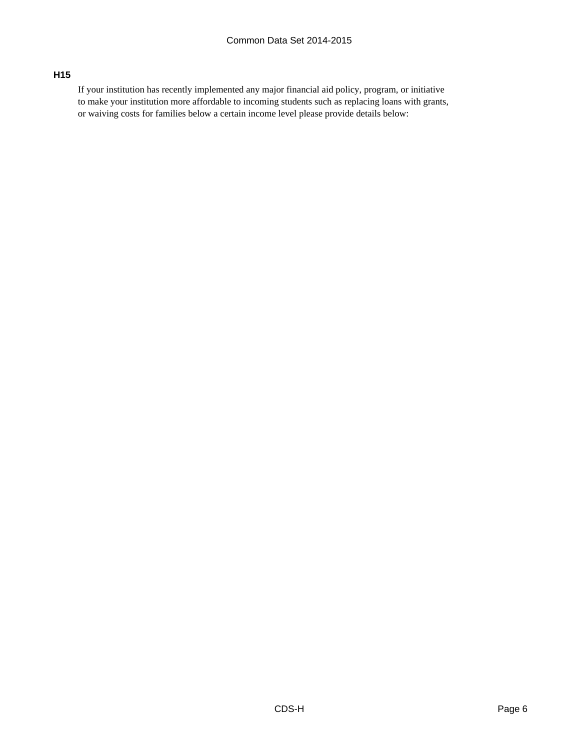### H15

If your institution has recently implemented any major financial aid policy, program, or initiative to make your institution more affordable to incoming students such as replacing loans with grants, or waiving costs for families below a certain income level please provide details below: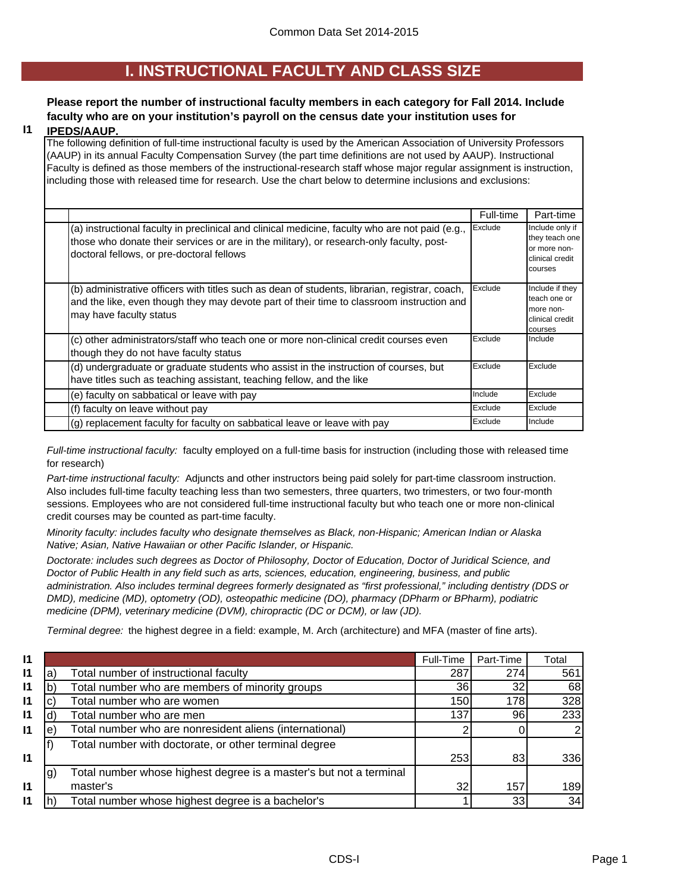# I. INSTRUCTIONAL FACULTY AND CLASS SIZE

**I1 Please report the number of instructional faculty members in each category for Fall 2014. Include faculty who are on your institution's payroll on the census date your institution uses for IPEDS/AAUP.**

The following definition of full-time instructional faculty is used by the American Association of University Professors (AAUP) in its annual Faculty Compensation Survey (the part time definitions are not used by AAUP). Instructional Faculty is defined as those members of the instructional-research staff whose major regular assignment is instruction, including those with released time for research. Use the chart below to determine inclusions and exclusions:

| | Full-time | Part-time |
|---|---|---|
| (a) instructional faculty in preclinical and clinical medicine, faculty who are not paid (e.g., those who donate their services or are in the military), or research-only faculty, post-doctoral fellows, or pre-doctoral fellows | Exclude | Include only if they teach one or more non-clinical credit courses |
| (b) administrative officers with titles such as dean of students, librarian, registrar, coach, and the like, even though they may devote part of their time to classroom instruction and may have faculty status | Exclude | Include if they teach one or more non-clinical credit courses |
| (c) other administrators/staff who teach one or more non-clinical credit courses even though they do not have faculty status | Exclude | Include |
| (d) undergraduate or graduate students who assist in the instruction of courses, but have titles such as teaching assistant, teaching fellow, and the like | Exclude | Exclude |
| (e) faculty on sabbatical or leave with pay | Include | Exclude |
| (f) faculty on leave without pay | Exclude | Exclude |
| (g) replacement faculty for faculty on sabbatical leave or leave with pay | Exclude | Include |

*Full-time instructional faculty:* faculty employed on a full-time basis for instruction (including those with released time for research)

*Part-time instructional faculty:* Adjuncts and other instructors being paid solely for part-time classroom instruction. Also includes full-time faculty teaching less than two semesters, three quarters, two trimesters, or two four-month sessions. Employees who are not considered full-time instructional faculty but who teach one or more non-clinical credit courses may be counted as part-time faculty.

*Minority faculty: includes faculty who designate themselves as Black, non-Hispanic; American Indian or Alaska Native; Asian, Native Hawaiian or other Pacific Islander, or Hispanic.*

*Doctorate: includes such degrees as Doctor of Philosophy, Doctor of Education, Doctor of Juridical Science, and Doctor of Public Health in any field such as arts, sciences, education, engineering, business, and public administration. Also includes terminal degrees formerly designated as "first professional," including dentistry (DDS or DMD), medicine (MD), optometry (OD), osteopathic medicine (DO), pharmacy (DPharm or BPharm), podiatric medicine (DPM), veterinary medicine (DVM), chiropractic (DC or DCM), or law (JD).*

*Terminal degree:* the highest degree in a field: example, M. Arch (architecture) and MFA (master of fine arts).

| | | | Full-Time | Part-Time | Total |
|---|---|---|---|---|---|
| I1 | a) | Total number of instructional faculty | 287 | 274 | 561 |
| I1 | b) | Total number who are members of minority groups | 36 | 32 | 68 |
| I1 | c) | Total number who are women | 150 | 178 | 328 |
| I1 | d) | Total number who are men | 137 | 96 | 233 |
| I1 | e) | Total number who are nonresident aliens (international) | 2 | 0 | 2 |
| I1 | f) | Total number with doctorate, or other terminal degree | 253 | 83 | 336 |
| I1 | g) | Total number whose highest degree is a master's but not a terminal master's | 32 | 157 | 189 |
| I1 | h) | Total number whose highest degree is a bachelor's | 1 | 33 | 34 |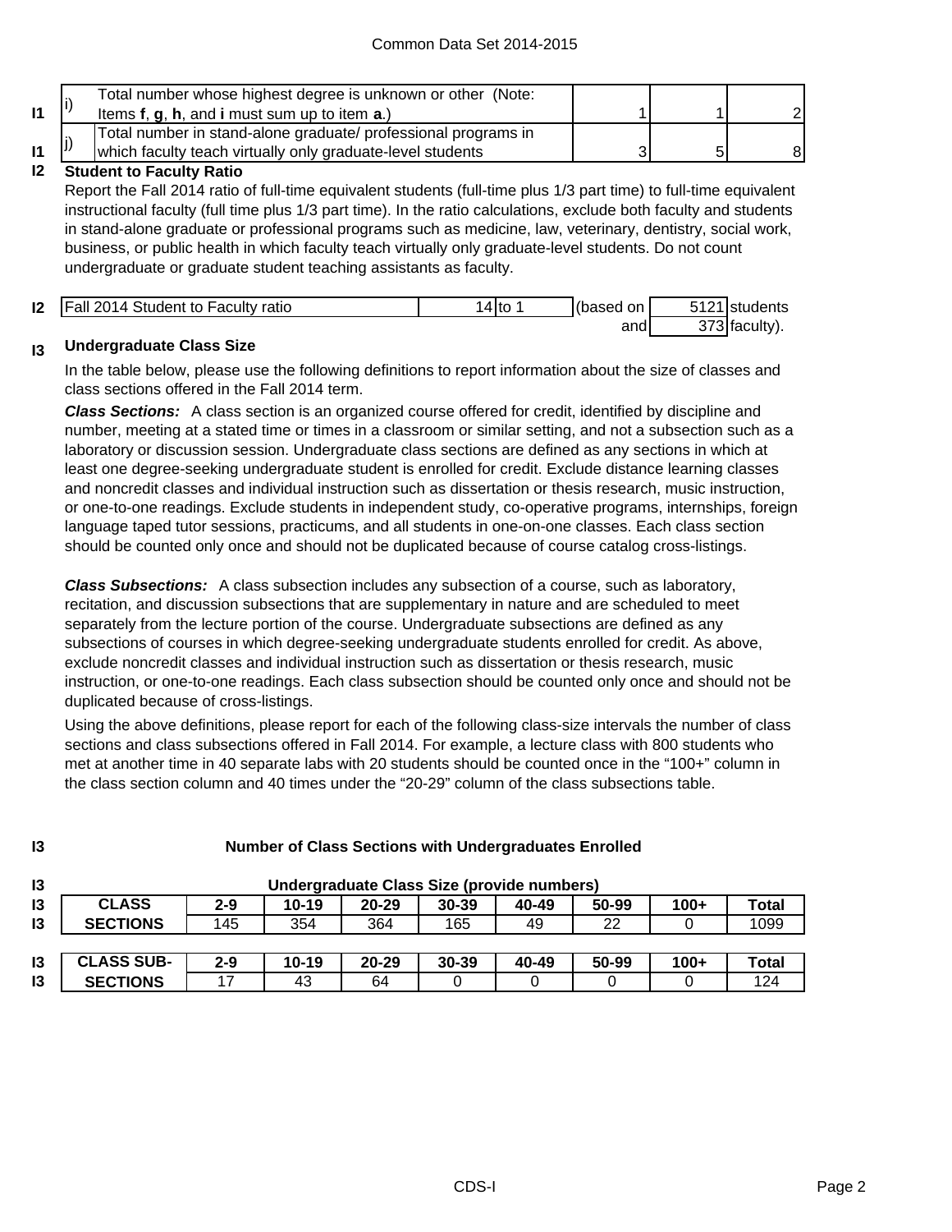| | | | | |
|---|---|---|---|---|
| I1 | i) Total number whose highest degree is unknown or other (Note: Items **f**, **g**, **h**, and **i** must sum up to item **a**.) | 1 | 1 | 2 |
| I1 | j) Total number in stand-alone graduate/ professional programs in which faculty teach virtually only graduate-level students | 3 | 5 | 8 |

**I2 Student to Faculty Ratio**

Report the Fall 2014 ratio of full-time equivalent students (full-time plus 1/3 part time) to full-time equivalent instructional faculty (full time plus 1/3 part time). In the ratio calculations, exclude both faculty and students in stand-alone graduate or professional programs such as medicine, law, veterinary, dentistry, social work, business, or public health in which faculty teach virtually only graduate-level students. Do not count undergraduate or graduate student teaching assistants as faculty.

| | | | | | |
|---|---|---|---|---|---|
| I2 | Fall 2014 Student to Faculty ratio | 14 to 1 | (based on | 5121 | students |
| | | | and | 373 | faculty). |

**I3 Undergraduate Class Size**

In the table below, please use the following definitions to report information about the size of classes and class sections offered in the Fall 2014 term.

***Class Sections:*** A class section is an organized course offered for credit, identified by discipline and number, meeting at a stated time or times in a classroom or similar setting, and not a subsection such as a laboratory or discussion session. Undergraduate class sections are defined as any sections in which at least one degree-seeking undergraduate student is enrolled for credit. Exclude distance learning classes and noncredit classes and individual instruction such as dissertation or thesis research, music instruction, or one-to-one readings. Exclude students in independent study, co-operative programs, internships, foreign language taped tutor sessions, practicums, and all students in one-on-one classes. Each class section should be counted only once and should not be duplicated because of course catalog cross-listings.

***Class Subsections:*** A class subsection includes any subsection of a course, such as laboratory, recitation, and discussion subsections that are supplementary in nature and are scheduled to meet separately from the lecture portion of the course. Undergraduate subsections are defined as any subsections of courses in which degree-seeking undergraduate students enrolled for credit. As above, exclude noncredit classes and individual instruction such as dissertation or thesis research, music instruction, or one-to-one readings. Each class subsection should be counted only once and should not be duplicated because of cross-listings.

Using the above definitions, please report for each of the following class-size intervals the number of class sections and class subsections offered in Fall 2014. For example, a lecture class with 800 students who met at another time in 40 separate labs with 20 students should be counted once in the "100+" column in the class section column and 40 times under the "20-29" column of the class subsections table.

**I3 Number of Class Sections with Undergraduates Enrolled**

**Undergraduate Class Size (provide numbers)**

| CLASS SECTIONS | 2-9 | 10-19 | 20-29 | 30-39 | 40-49 | 50-99 | 100+ | Total |
|---|---|---|---|---|---|---|---|---|
| | 145 | 354 | 364 | 165 | 49 | 22 | 0 | 1099 |

| CLASS SUB-SECTIONS | 2-9 | 10-19 | 20-29 | 30-39 | 40-49 | 50-99 | 100+ | Total |
|---|---|---|---|---|---|---|---|---|
| | 17 | 43 | 64 | 0 | 0 | 0 | 0 | 124 |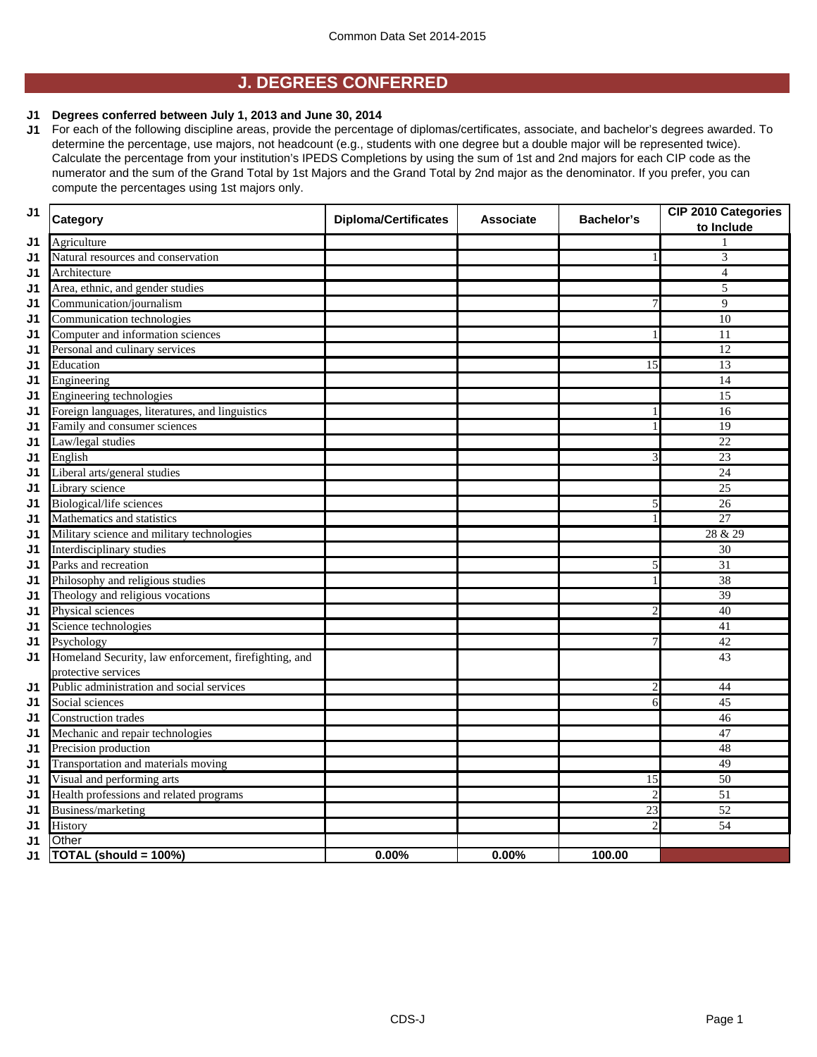Common Data Set 2014-2015

## J. DEGREES CONFERRED

**J1 Degrees conferred between July 1, 2013 and June 30, 2014**

J1 For each of the following discipline areas, provide the percentage of diplomas/certificates, associate, and bachelor's degrees awarded. To determine the percentage, use majors, not headcount (e.g., students with one degree but a double major will be represented twice). Calculate the percentage from your institution's IPEDS Completions by using the sum of 1st and 2nd majors for each CIP code as the numerator and the sum of the Grand Total by 1st Majors and the Grand Total by 2nd major as the denominator. If you prefer, you can compute the percentages using 1st majors only.

| | Category | Diploma/Certificates | Associate | Bachelor's | CIP 2010 Categories to Include |
|---|---|---|---|---|---|
| J1 | Agriculture | | | | 1 |
| J1 | Natural resources and conservation | | | 1 | 3 |
| J1 | Architecture | | | | 4 |
| J1 | Area, ethnic, and gender studies | | | | 5 |
| J1 | Communication/journalism | | | 7 | 9 |
| J1 | Communication technologies | | | | 10 |
| J1 | Computer and information sciences | | | 1 | 11 |
| J1 | Personal and culinary services | | | | 12 |
| J1 | Education | | | 15 | 13 |
| J1 | Engineering | | | | 14 |
| J1 | Engineering technologies | | | | 15 |
| J1 | Foreign languages, literatures, and linguistics | | | 1 | 16 |
| J1 | Family and consumer sciences | | | 1 | 19 |
| J1 | Law/legal studies | | | | 22 |
| J1 | English | | | 3 | 23 |
| J1 | Liberal arts/general studies | | | | 24 |
| J1 | Library science | | | | 25 |
| J1 | Biological/life sciences | | | 5 | 26 |
| J1 | Mathematics and statistics | | | 1 | 27 |
| J1 | Military science and military technologies | | | | 28 & 29 |
| J1 | Interdisciplinary studies | | | | 30 |
| J1 | Parks and recreation | | | 5 | 31 |
| J1 | Philosophy and religious studies | | | 1 | 38 |
| J1 | Theology and religious vocations | | | | 39 |
| J1 | Physical sciences | | | 2 | 40 |
| J1 | Science technologies | | | | 41 |
| J1 | Psychology | | | 7 | 42 |
| J1 | Homeland Security, law enforcement, firefighting, and protective services | | | | 43 |
| J1 | Public administration and social services | | | 2 | 44 |
| J1 | Social sciences | | | 6 | 45 |
| J1 | Construction trades | | | | 46 |
| J1 | Mechanic and repair technologies | | | | 47 |
| J1 | Precision production | | | | 48 |
| J1 | Transportation and materials moving | | | | 49 |
| J1 | Visual and performing arts | | | 15 | 50 |
| J1 | Health professions and related programs | | | 2 | 51 |
| J1 | Business/marketing | | | 23 | 52 |
| J1 | History | | | 2 | 54 |
| J1 | Other | | | | |
| J1 | **TOTAL (should = 100%)** | **0.00%** | **0.00%** | **100.00** | |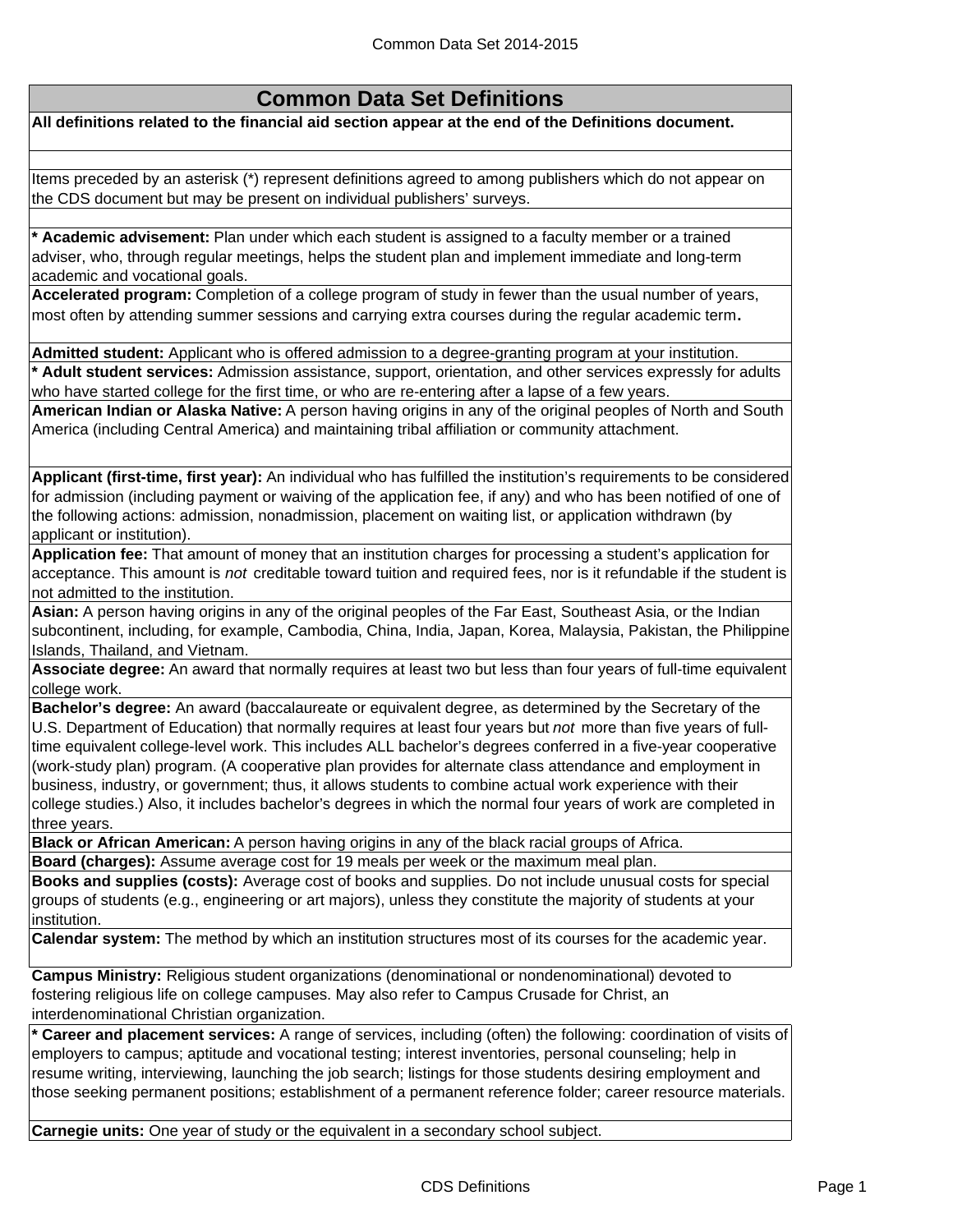## Common Data Set Definitions

**All definitions related to the financial aid section appear at the end of the Definitions document.**

Items preceded by an asterisk (*) represent definitions agreed to among publishers which do not appear on the CDS document but may be present on individual publishers' surveys.

**\* Academic advisement:** Plan under which each student is assigned to a faculty member or a trained adviser, who, through regular meetings, helps the student plan and implement immediate and long-term academic and vocational goals.

**Accelerated program:** Completion of a college program of study in fewer than the usual number of years, most often by attending summer sessions and carrying extra courses during the regular academic term.

**Admitted student:** Applicant who is offered admission to a degree-granting program at your institution.

**\* Adult student services:** Admission assistance, support, orientation, and other services expressly for adults who have started college for the first time, or who are re-entering after a lapse of a few years.

**American Indian or Alaska Native:** A person having origins in any of the original peoples of North and South America (including Central America) and maintaining tribal affiliation or community attachment.

**Applicant (first-time, first year):** An individual who has fulfilled the institution's requirements to be considered for admission (including payment or waiving of the application fee, if any) and who has been notified of one of the following actions: admission, nonadmission, placement on waiting list, or application withdrawn (by applicant or institution).

**Application fee:** That amount of money that an institution charges for processing a student's application for acceptance. This amount is *not* creditable toward tuition and required fees, nor is it refundable if the student is not admitted to the institution.

**Asian:** A person having origins in any of the original peoples of the Far East, Southeast Asia, or the Indian subcontinent, including, for example, Cambodia, China, India, Japan, Korea, Malaysia, Pakistan, the Philippine Islands, Thailand, and Vietnam.

**Associate degree:** An award that normally requires at least two but less than four years of full-time equivalent college work.

**Bachelor's degree:** An award (baccalaureate or equivalent degree, as determined by the Secretary of the U.S. Department of Education) that normally requires at least four years but *not* more than five years of full-time equivalent college-level work. This includes ALL bachelor's degrees conferred in a five-year cooperative (work-study plan) program. (A cooperative plan provides for alternate class attendance and employment in business, industry, or government; thus, it allows students to combine actual work experience with their college studies.) Also, it includes bachelor's degrees in which the normal four years of work are completed in three years.

**Black or African American:** A person having origins in any of the black racial groups of Africa.

**Board (charges):** Assume average cost for 19 meals per week or the maximum meal plan.

**Books and supplies (costs):** Average cost of books and supplies. Do not include unusual costs for special groups of students (e.g., engineering or art majors), unless they constitute the majority of students at your institution.

**Calendar system:** The method by which an institution structures most of its courses for the academic year.

**Campus Ministry:** Religious student organizations (denominational or nondenominational) devoted to fostering religious life on college campuses. May also refer to Campus Crusade for Christ, an interdenominational Christian organization.

**\* Career and placement services:** A range of services, including (often) the following: coordination of visits of employers to campus; aptitude and vocational testing; interest inventories, personal counseling; help in resume writing, interviewing, launching the job search; listings for those students desiring employment and those seeking permanent positions; establishment of a permanent reference folder; career resource materials.

**Carnegie units:** One year of study or the equivalent in a secondary school subject.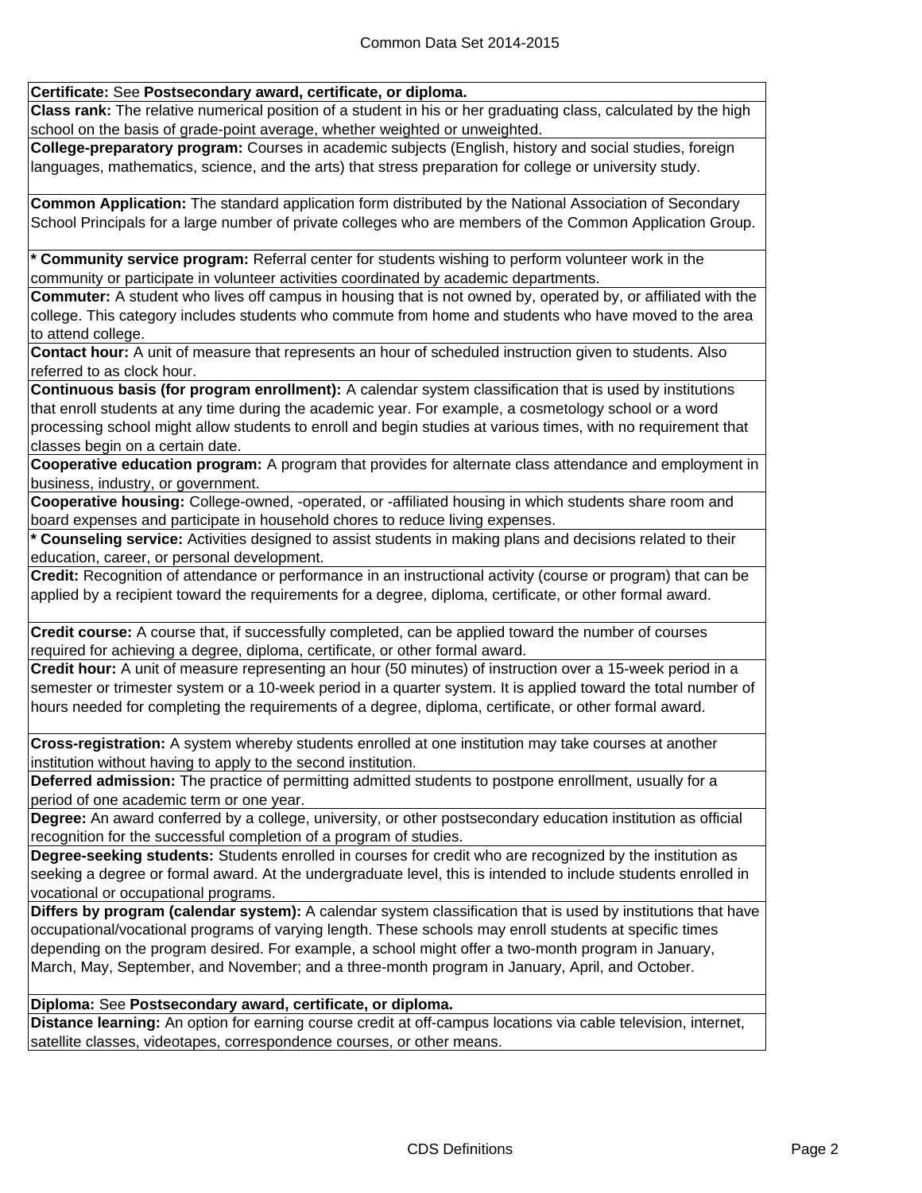**Certificate:** See **Postsecondary award, certificate, or diploma.**

**Class rank:** The relative numerical position of a student in his or her graduating class, calculated by the high school on the basis of grade-point average, whether weighted or unweighted.

**College-preparatory program:** Courses in academic subjects (English, history and social studies, foreign languages, mathematics, science, and the arts) that stress preparation for college or university study.

**Common Application:** The standard application form distributed by the National Association of Secondary School Principals for a large number of private colleges who are members of the Common Application Group.

**\* Community service program:** Referral center for students wishing to perform volunteer work in the community or participate in volunteer activities coordinated by academic departments.

**Commuter:** A student who lives off campus in housing that is not owned by, operated by, or affiliated with the college. This category includes students who commute from home and students who have moved to the area to attend college.

**Contact hour:** A unit of measure that represents an hour of scheduled instruction given to students. Also referred to as clock hour.

**Continuous basis (for program enrollment):** A calendar system classification that is used by institutions that enroll students at any time during the academic year. For example, a cosmetology school or a word processing school might allow students to enroll and begin studies at various times, with no requirement that classes begin on a certain date.

**Cooperative education program:** A program that provides for alternate class attendance and employment in business, industry, or government.

**Cooperative housing:** College-owned, -operated, or -affiliated housing in which students share room and board expenses and participate in household chores to reduce living expenses.

**\* Counseling service:** Activities designed to assist students in making plans and decisions related to their education, career, or personal development.

**Credit:** Recognition of attendance or performance in an instructional activity (course or program) that can be applied by a recipient toward the requirements for a degree, diploma, certificate, or other formal award.

**Credit course:** A course that, if successfully completed, can be applied toward the number of courses required for achieving a degree, diploma, certificate, or other formal award.

**Credit hour:** A unit of measure representing an hour (50 minutes) of instruction over a 15-week period in a semester or trimester system or a 10-week period in a quarter system. It is applied toward the total number of hours needed for completing the requirements of a degree, diploma, certificate, or other formal award.

**Cross-registration:** A system whereby students enrolled at one institution may take courses at another institution without having to apply to the second institution.

**Deferred admission:** The practice of permitting admitted students to postpone enrollment, usually for a period of one academic term or one year.

**Degree:** An award conferred by a college, university, or other postsecondary education institution as official recognition for the successful completion of a program of studies.

**Degree-seeking students:** Students enrolled in courses for credit who are recognized by the institution as seeking a degree or formal award. At the undergraduate level, this is intended to include students enrolled in vocational or occupational programs.

**Differs by program (calendar system):** A calendar system classification that is used by institutions that have occupational/vocational programs of varying length. These schools may enroll students at specific times depending on the program desired. For example, a school might offer a two-month program in January, March, May, September, and November; and a three-month program in January, April, and October.

**Diploma:** See **Postsecondary award, certificate, or diploma.**

**Distance learning:** An option for earning course credit at off-campus locations via cable television, internet, satellite classes, videotapes, correspondence courses, or other means.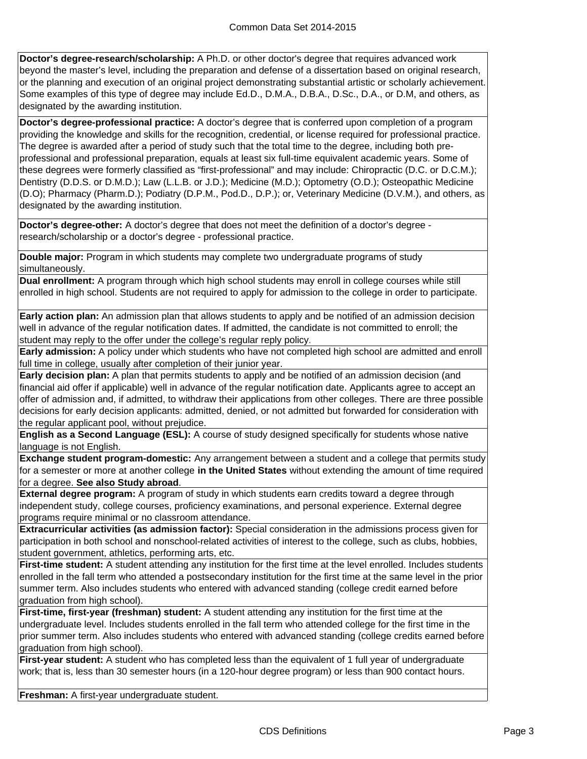**Doctor's degree-research/scholarship:** A Ph.D. or other doctor's degree that requires advanced work beyond the master's level, including the preparation and defense of a dissertation based on original research, or the planning and execution of an original project demonstrating substantial artistic or scholarly achievement. Some examples of this type of degree may include Ed.D., D.M.A., D.B.A., D.Sc., D.A., or D.M, and others, as designated by the awarding institution.

**Doctor's degree-professional practice:** A doctor's degree that is conferred upon completion of a program providing the knowledge and skills for the recognition, credential, or license required for professional practice. The degree is awarded after a period of study such that the total time to the degree, including both pre-professional and professional preparation, equals at least six full-time equivalent academic years. Some of these degrees were formerly classified as "first-professional" and may include: Chiropractic (D.C. or D.C.M.); Dentistry (D.D.S. or D.M.D.); Law (L.L.B. or J.D.); Medicine (M.D.); Optometry (O.D.); Osteopathic Medicine (D.O); Pharmacy (Pharm.D.); Podiatry (D.P.M., Pod.D., D.P.); or, Veterinary Medicine (D.V.M.), and others, as designated by the awarding institution.

**Doctor's degree-other:** A doctor's degree that does not meet the definition of a doctor's degree - research/scholarship or a doctor's degree - professional practice.

**Double major:** Program in which students may complete two undergraduate programs of study simultaneously.

**Dual enrollment:** A program through which high school students may enroll in college courses while still enrolled in high school. Students are not required to apply for admission to the college in order to participate.

**Early action plan:** An admission plan that allows students to apply and be notified of an admission decision well in advance of the regular notification dates. If admitted, the candidate is not committed to enroll; the student may reply to the offer under the college's regular reply policy.

**Early admission:** A policy under which students who have not completed high school are admitted and enroll full time in college, usually after completion of their junior year.

**Early decision plan:** A plan that permits students to apply and be notified of an admission decision (and financial aid offer if applicable) well in advance of the regular notification date. Applicants agree to accept an offer of admission and, if admitted, to withdraw their applications from other colleges. There are three possible decisions for early decision applicants: admitted, denied, or not admitted but forwarded for consideration with the regular applicant pool, without prejudice.

**English as a Second Language (ESL):** A course of study designed specifically for students whose native language is not English.

**Exchange student program-domestic:** Any arrangement between a student and a college that permits study for a semester or more at another college **in the United States** without extending the amount of time required for a degree. **See also Study abroad**.

**External degree program:** A program of study in which students earn credits toward a degree through independent study, college courses, proficiency examinations, and personal experience. External degree programs require minimal or no classroom attendance.

**Extracurricular activities (as admission factor):** Special consideration in the admissions process given for participation in both school and nonschool-related activities of interest to the college, such as clubs, hobbies, student government, athletics, performing arts, etc.

**First-time student:** A student attending any institution for the first time at the level enrolled. Includes students enrolled in the fall term who attended a postsecondary institution for the first time at the same level in the prior summer term. Also includes students who entered with advanced standing (college credit earned before graduation from high school).

**First-time, first-year (freshman) student:** A student attending any institution for the first time at the undergraduate level. Includes students enrolled in the fall term who attended college for the first time in the prior summer term. Also includes students who entered with advanced standing (college credits earned before graduation from high school).

**First-year student:** A student who has completed less than the equivalent of 1 full year of undergraduate work; that is, less than 30 semester hours (in a 120-hour degree program) or less than 900 contact hours.

**Freshman:** A first-year undergraduate student.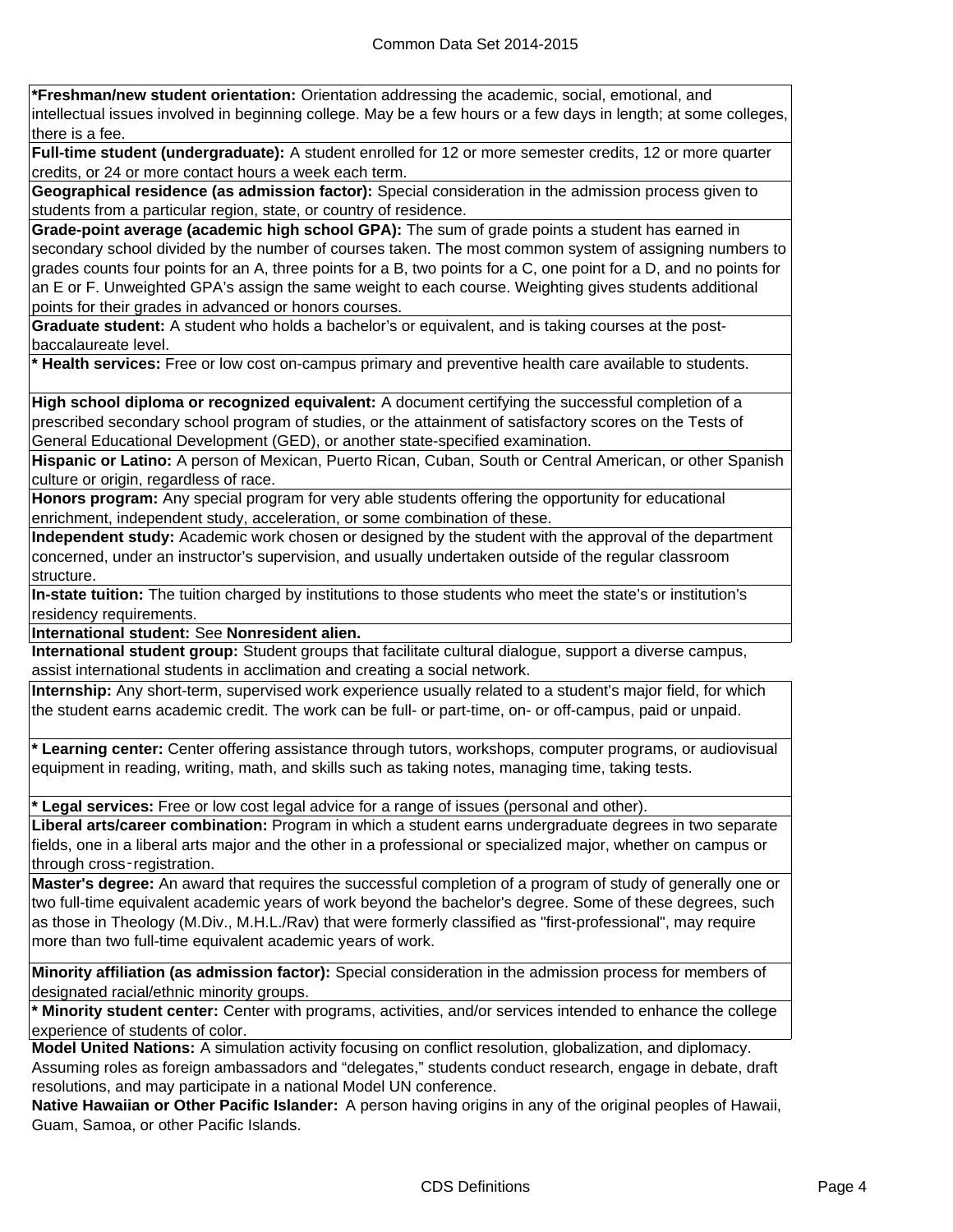**\*Freshman/new student orientation:** Orientation addressing the academic, social, emotional, and intellectual issues involved in beginning college. May be a few hours or a few days in length; at some colleges, there is a fee.

**Full-time student (undergraduate):** A student enrolled for 12 or more semester credits, 12 or more quarter credits, or 24 or more contact hours a week each term.

**Geographical residence (as admission factor):** Special consideration in the admission process given to students from a particular region, state, or country of residence.

**Grade-point average (academic high school GPA):** The sum of grade points a student has earned in secondary school divided by the number of courses taken. The most common system of assigning numbers to grades counts four points for an A, three points for a B, two points for a C, one point for a D, and no points for an E or F. Unweighted GPA's assign the same weight to each course. Weighting gives students additional points for their grades in advanced or honors courses.

**Graduate student:** A student who holds a bachelor's or equivalent, and is taking courses at the post-baccalaureate level.

**\* Health services:** Free or low cost on-campus primary and preventive health care available to students.

**High school diploma or recognized equivalent:** A document certifying the successful completion of a prescribed secondary school program of studies, or the attainment of satisfactory scores on the Tests of General Educational Development (GED), or another state-specified examination.

**Hispanic or Latino:** A person of Mexican, Puerto Rican, Cuban, South or Central American, or other Spanish culture or origin, regardless of race.

**Honors program:** Any special program for very able students offering the opportunity for educational enrichment, independent study, acceleration, or some combination of these.

**Independent study:** Academic work chosen or designed by the student with the approval of the department concerned, under an instructor's supervision, and usually undertaken outside of the regular classroom structure.

**In-state tuition:** The tuition charged by institutions to those students who meet the state's or institution's residency requirements.

**International student:** See **Nonresident alien.**

**International student group:** Student groups that facilitate cultural dialogue, support a diverse campus, assist international students in acclimation and creating a social network.

**Internship:** Any short-term, supervised work experience usually related to a student's major field, for which the student earns academic credit. The work can be full- or part-time, on- or off-campus, paid or unpaid.

**\* Learning center:** Center offering assistance through tutors, workshops, computer programs, or audiovisual equipment in reading, writing, math, and skills such as taking notes, managing time, taking tests.

**\* Legal services:** Free or low cost legal advice for a range of issues (personal and other).

**Liberal arts/career combination:** Program in which a student earns undergraduate degrees in two separate fields, one in a liberal arts major and the other in a professional or specialized major, whether on campus or through cross‑registration.

**Master's degree:** An award that requires the successful completion of a program of study of generally one or two full-time equivalent academic years of work beyond the bachelor's degree. Some of these degrees, such as those in Theology (M.Div., M.H.L./Rav) that were formerly classified as "first-professional", may require more than two full-time equivalent academic years of work.

**Minority affiliation (as admission factor):** Special consideration in the admission process for members of designated racial/ethnic minority groups.

**\* Minority student center:** Center with programs, activities, and/or services intended to enhance the college experience of students of color.

**Model United Nations:** A simulation activity focusing on conflict resolution, globalization, and diplomacy. Assuming roles as foreign ambassadors and "delegates," students conduct research, engage in debate, draft resolutions, and may participate in a national Model UN conference.

**Native Hawaiian or Other Pacific Islander:** A person having origins in any of the original peoples of Hawaii, Guam, Samoa, or other Pacific Islands.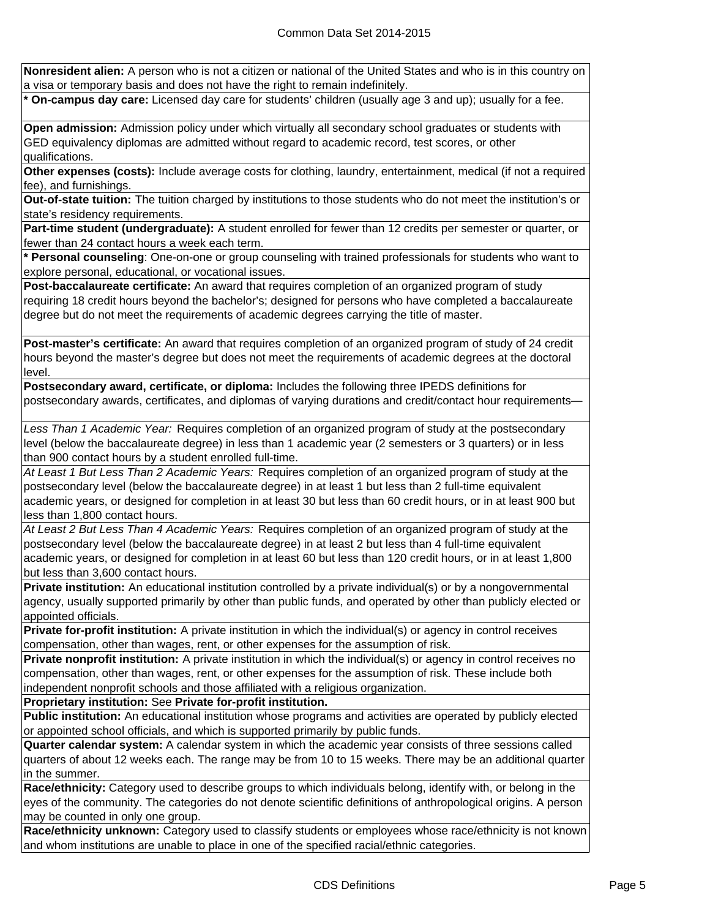**Nonresident alien:** A person who is not a citizen or national of the United States and who is in this country on a visa or temporary basis and does not have the right to remain indefinitely.

*** On-campus day care:** Licensed day care for students' children (usually age 3 and up); usually for a fee.

**Open admission:** Admission policy under which virtually all secondary school graduates or students with GED equivalency diplomas are admitted without regard to academic record, test scores, or other qualifications.

**Other expenses (costs):** Include average costs for clothing, laundry, entertainment, medical (if not a required fee), and furnishings.

**Out-of-state tuition:** The tuition charged by institutions to those students who do not meet the institution's or state's residency requirements.

**Part-time student (undergraduate):** A student enrolled for fewer than 12 credits per semester or quarter, or fewer than 24 contact hours a week each term.

*** Personal counseling**: One-on-one or group counseling with trained professionals for students who want to explore personal, educational, or vocational issues.

**Post-baccalaureate certificate:** An award that requires completion of an organized program of study requiring 18 credit hours beyond the bachelor's; designed for persons who have completed a baccalaureate degree but do not meet the requirements of academic degrees carrying the title of master.

**Post-master's certificate:** An award that requires completion of an organized program of study of 24 credit hours beyond the master's degree but does not meet the requirements of academic degrees at the doctoral level.

**Postsecondary award, certificate, or diploma:** Includes the following three IPEDS definitions for postsecondary awards, certificates, and diplomas of varying durations and credit/contact hour requirements—

*Less Than 1 Academic Year:* Requires completion of an organized program of study at the postsecondary level (below the baccalaureate degree) in less than 1 academic year (2 semesters or 3 quarters) or in less than 900 contact hours by a student enrolled full-time.

*At Least 1 But Less Than 2 Academic Years:* Requires completion of an organized program of study at the postsecondary level (below the baccalaureate degree) in at least 1 but less than 2 full-time equivalent academic years, or designed for completion in at least 30 but less than 60 credit hours, or in at least 900 but less than 1,800 contact hours.

*At Least 2 But Less Than 4 Academic Years:* Requires completion of an organized program of study at the postsecondary level (below the baccalaureate degree) in at least 2 but less than 4 full-time equivalent academic years, or designed for completion in at least 60 but less than 120 credit hours, or in at least 1,800 but less than 3,600 contact hours.

**Private institution:** An educational institution controlled by a private individual(s) or by a nongovernmental agency, usually supported primarily by other than public funds, and operated by other than publicly elected or appointed officials.

**Private for-profit institution:** A private institution in which the individual(s) or agency in control receives compensation, other than wages, rent, or other expenses for the assumption of risk.

**Private nonprofit institution:** A private institution in which the individual(s) or agency in control receives no compensation, other than wages, rent, or other expenses for the assumption of risk. These include both independent nonprofit schools and those affiliated with a religious organization.

**Proprietary institution:** See **Private for-profit institution.**

**Public institution:** An educational institution whose programs and activities are operated by publicly elected or appointed school officials, and which is supported primarily by public funds.

**Quarter calendar system:** A calendar system in which the academic year consists of three sessions called quarters of about 12 weeks each. The range may be from 10 to 15 weeks. There may be an additional quarter in the summer.

**Race/ethnicity:** Category used to describe groups to which individuals belong, identify with, or belong in the eyes of the community. The categories do not denote scientific definitions of anthropological origins. A person may be counted in only one group.

**Race/ethnicity unknown:** Category used to classify students or employees whose race/ethnicity is not known and whom institutions are unable to place in one of the specified racial/ethnic categories.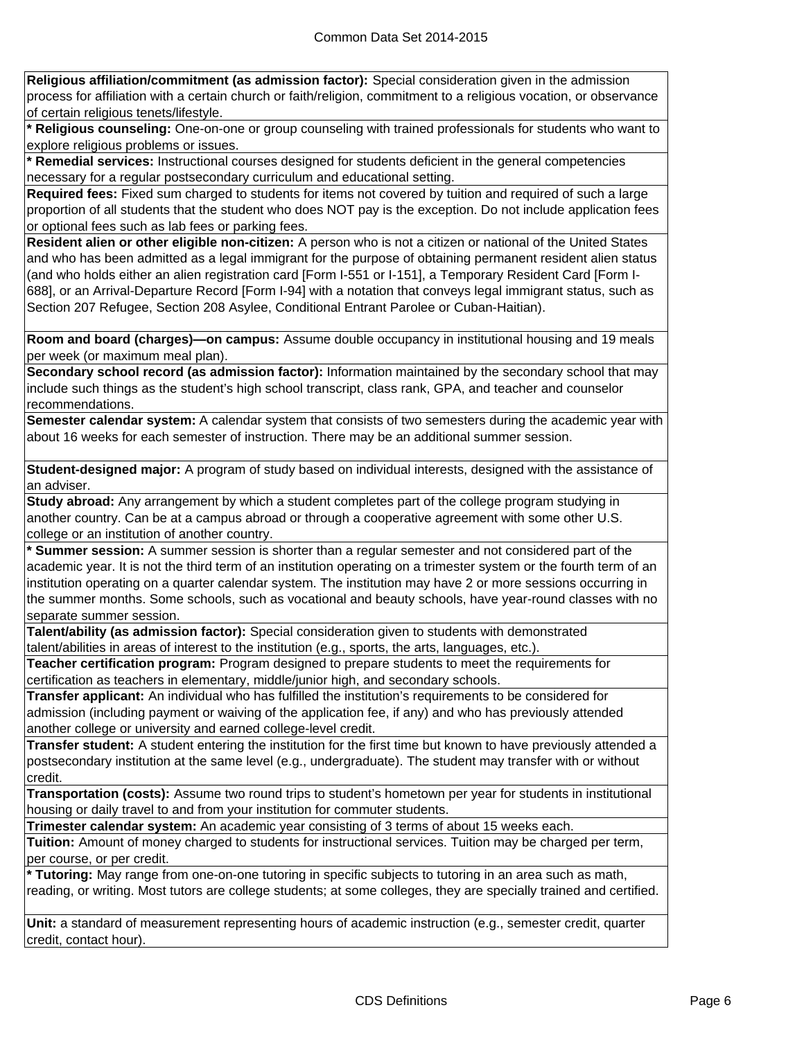**Religious affiliation/commitment (as admission factor):** Special consideration given in the admission process for affiliation with a certain church or faith/religion, commitment to a religious vocation, or observance of certain religious tenets/lifestyle.

*** Religious counseling:** One-on-one or group counseling with trained professionals for students who want to explore religious problems or issues.

*** Remedial services:** Instructional courses designed for students deficient in the general competencies necessary for a regular postsecondary curriculum and educational setting.

**Required fees:** Fixed sum charged to students for items not covered by tuition and required of such a large proportion of all students that the student who does NOT pay is the exception. Do not include application fees or optional fees such as lab fees or parking fees.

**Resident alien or other eligible non-citizen:** A person who is not a citizen or national of the United States and who has been admitted as a legal immigrant for the purpose of obtaining permanent resident alien status (and who holds either an alien registration card [Form I-551 or I-151], a Temporary Resident Card [Form I-688], or an Arrival-Departure Record [Form I-94] with a notation that conveys legal immigrant status, such as Section 207 Refugee, Section 208 Asylee, Conditional Entrant Parolee or Cuban-Haitian).

**Room and board (charges)—on campus:** Assume double occupancy in institutional housing and 19 meals per week (or maximum meal plan).

**Secondary school record (as admission factor):** Information maintained by the secondary school that may include such things as the student's high school transcript, class rank, GPA, and teacher and counselor recommendations.

**Semester calendar system:** A calendar system that consists of two semesters during the academic year with about 16 weeks for each semester of instruction. There may be an additional summer session.

**Student-designed major:** A program of study based on individual interests, designed with the assistance of an adviser.

**Study abroad:** Any arrangement by which a student completes part of the college program studying in another country. Can be at a campus abroad or through a cooperative agreement with some other U.S. college or an institution of another country.

*** Summer session:** A summer session is shorter than a regular semester and not considered part of the academic year. It is not the third term of an institution operating on a trimester system or the fourth term of an institution operating on a quarter calendar system. The institution may have 2 or more sessions occurring in the summer months. Some schools, such as vocational and beauty schools, have year-round classes with no separate summer session.

**Talent/ability (as admission factor):** Special consideration given to students with demonstrated talent/abilities in areas of interest to the institution (e.g., sports, the arts, languages, etc.).

**Teacher certification program:** Program designed to prepare students to meet the requirements for certification as teachers in elementary, middle/junior high, and secondary schools.

**Transfer applicant:** An individual who has fulfilled the institution's requirements to be considered for admission (including payment or waiving of the application fee, if any) and who has previously attended another college or university and earned college-level credit.

**Transfer student:** A student entering the institution for the first time but known to have previously attended a postsecondary institution at the same level (e.g., undergraduate). The student may transfer with or without credit.

**Transportation (costs):** Assume two round trips to student's hometown per year for students in institutional housing or daily travel to and from your institution for commuter students.

**Trimester calendar system:** An academic year consisting of 3 terms of about 15 weeks each.

**Tuition:** Amount of money charged to students for instructional services. Tuition may be charged per term, per course, or per credit.

*** Tutoring:** May range from one-on-one tutoring in specific subjects to tutoring in an area such as math, reading, or writing. Most tutors are college students; at some colleges, they are specially trained and certified.

**Unit:** a standard of measurement representing hours of academic instruction (e.g., semester credit, quarter credit, contact hour).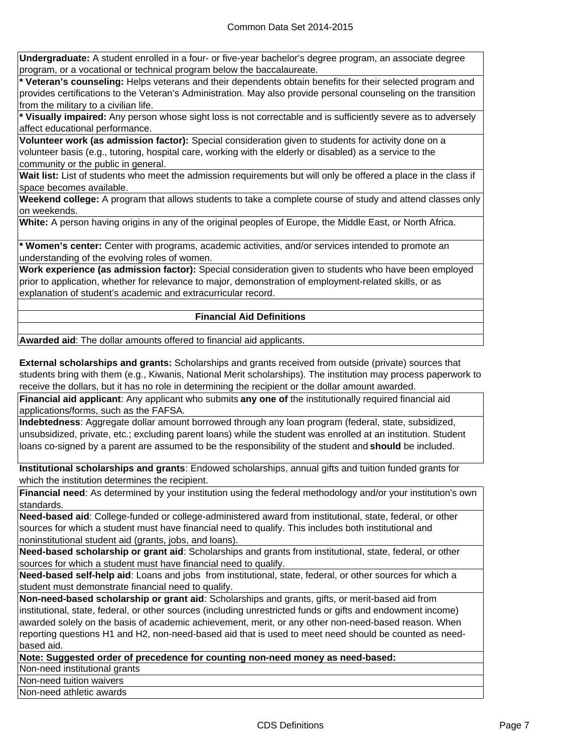**Undergraduate:** A student enrolled in a four- or five-year bachelor's degree program, an associate degree program, or a vocational or technical program below the baccalaureate.

*** Veteran's counseling:** Helps veterans and their dependents obtain benefits for their selected program and provides certifications to the Veteran's Administration. May also provide personal counseling on the transition from the military to a civilian life.

*** Visually impaired:** Any person whose sight loss is not correctable and is sufficiently severe as to adversely affect educational performance.

**Volunteer work (as admission factor):** Special consideration given to students for activity done on a volunteer basis (e.g., tutoring, hospital care, working with the elderly or disabled) as a service to the community or the public in general.

**Wait list:** List of students who meet the admission requirements but will only be offered a place in the class if space becomes available.

**Weekend college:** A program that allows students to take a complete course of study and attend classes only on weekends.

**White:** A person having origins in any of the original peoples of Europe, the Middle East, or North Africa.

*** Women's center:** Center with programs, academic activities, and/or services intended to promote an understanding of the evolving roles of women.

**Work experience (as admission factor):** Special consideration given to students who have been employed prior to application, whether for relevance to major, demonstration of employment-related skills, or as explanation of student's academic and extracurricular record.

## Financial Aid Definitions

**Awarded aid**: The dollar amounts offered to financial aid applicants.

**External scholarships and grants:** Scholarships and grants received from outside (private) sources that students bring with them (e.g., Kiwanis, National Merit scholarships). The institution may process paperwork to receive the dollars, but it has no role in determining the recipient or the dollar amount awarded.

**Financial aid applicant**: Any applicant who submits **any one of** the institutionally required financial aid applications/forms, such as the FAFSA.

**Indebtedness**: Aggregate dollar amount borrowed through any loan program (federal, state, subsidized, unsubsidized, private, etc.; excluding parent loans) while the student was enrolled at an institution. Student loans co-signed by a parent are assumed to be the responsibility of the student and **should** be included.

**Institutional scholarships and grants**: Endowed scholarships, annual gifts and tuition funded grants for which the institution determines the recipient.

**Financial need**: As determined by your institution using the federal methodology and/or your institution's own standards.

**Need-based aid**: College-funded or college-administered award from institutional, state, federal, or other sources for which a student must have financial need to qualify. This includes both institutional and noninstitutional student aid (grants, jobs, and loans).

**Need-based scholarship or grant aid**: Scholarships and grants from institutional, state, federal, or other sources for which a student must have financial need to qualify.

**Need-based self-help aid**: Loans and jobs from institutional, state, federal, or other sources for which a student must demonstrate financial need to qualify.

**Non-need-based scholarship or grant aid**: Scholarships and grants, gifts, or merit-based aid from institutional, state, federal, or other sources (including unrestricted funds or gifts and endowment income) awarded solely on the basis of academic achievement, merit, or any other non-need-based reason. When reporting questions H1 and H2, non-need-based aid that is used to meet need should be counted as need-based aid.

**Note: Suggested order of precedence for counting non-need money as need-based:**

Non-need institutional grants

Non-need tuition waivers

Non-need athletic awards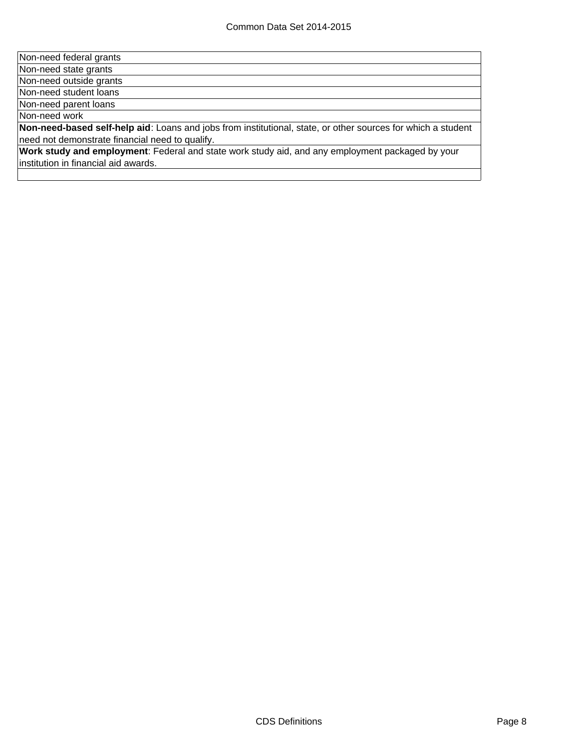| |
|---|
| Non-need federal grants |
| Non-need state grants |
| Non-need outside grants |
| Non-need student loans |
| Non-need parent loans |
| Non-need work |
| **Non-need-based self-help aid**: Loans and jobs from institutional, state, or other sources for which a student need not demonstrate financial need to qualify. |
| **Work study and employment**: Federal and state work study aid, and any employment packaged by your institution in financial aid awards. |
| |